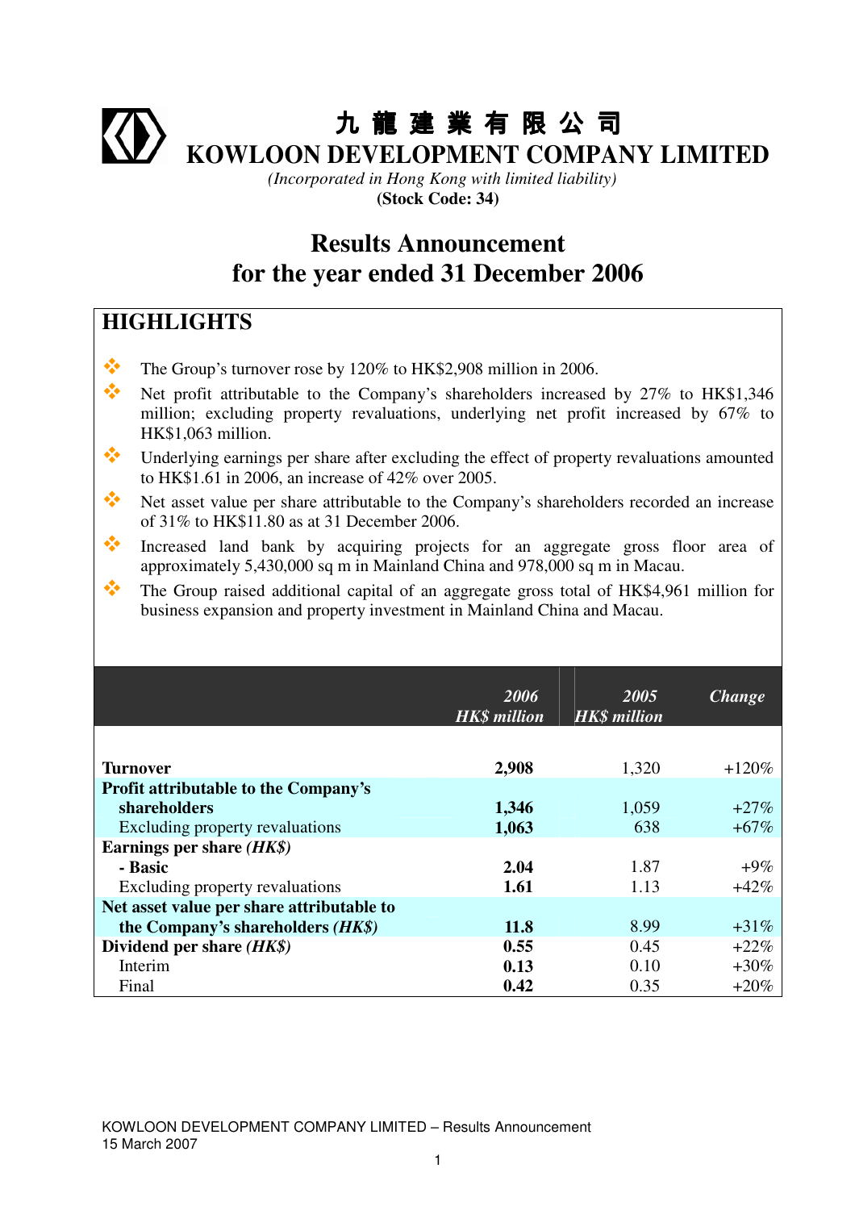# 九 龍 建 業 有 限 公 司
# KOWLOON DEVELOPMENT COMPANY LIMITED

*(Incorporated in Hong Kong with limited liability)*
**(Stock Code: 34)**

## Results Announcement
## for the year ended 31 December 2006

## HIGHLIGHTS

- The Group's turnover rose by 120% to HK$2,908 million in 2006.
- Net profit attributable to the Company's shareholders increased by 27% to HK$1,346 million; excluding property revaluations, underlying net profit increased by 67% to HK$1,063 million.
- Underlying earnings per share after excluding the effect of property revaluations amounted to HK$1.61 in 2006, an increase of 42% over 2005.
- Net asset value per share attributable to the Company's shareholders recorded an increase of 31% to HK$11.80 as at 31 December 2006.
- Increased land bank by acquiring projects for an aggregate gross floor area of approximately 5,430,000 sq m in Mainland China and 978,000 sq m in Macau.
- The Group raised additional capital of an aggregate gross total of HK$4,961 million for business expansion and property investment in Mainland China and Macau.

| | *2006 HK$ million* | *2005 HK$ million* | *Change* |
|---|---|---|---|
| **Turnover** | **2,908** | 1,320 | +120% |
| **Profit attributable to the Company's shareholders** | **1,346** | 1,059 | +27% |
| Excluding property revaluations | **1,063** | 638 | +67% |
| **Earnings per share *(HK$)*** | | | |
| **- Basic** | **2.04** | 1.87 | +9% |
| Excluding property revaluations | **1.61** | 1.13 | +42% |
| **Net asset value per share attributable to the Company's shareholders *(HK$)*** | **11.8** | 8.99 | +31% |
| **Dividend per share *(HK$)*** | **0.55** | 0.45 | +22% |
| Interim | **0.13** | 0.10 | +30% |
| Final | **0.42** | 0.35 | +20% |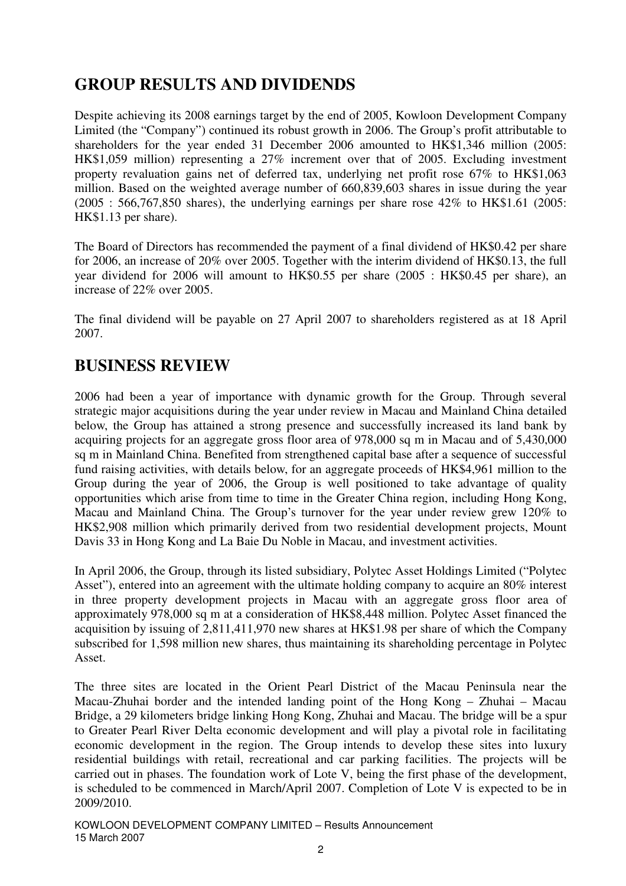## GROUP RESULTS AND DIVIDENDS

Despite achieving its 2008 earnings target by the end of 2005, Kowloon Development Company Limited (the "Company") continued its robust growth in 2006. The Group's profit attributable to shareholders for the year ended 31 December 2006 amounted to HK$1,346 million (2005: HK$1,059 million) representing a 27% increment over that of 2005. Excluding investment property revaluation gains net of deferred tax, underlying net profit rose 67% to HK$1,063 million. Based on the weighted average number of 660,839,603 shares in issue during the year (2005 : 566,767,850 shares), the underlying earnings per share rose 42% to HK$1.61 (2005: HK$1.13 per share).

The Board of Directors has recommended the payment of a final dividend of HK$0.42 per share for 2006, an increase of 20% over 2005. Together with the interim dividend of HK$0.13, the full year dividend for 2006 will amount to HK$0.55 per share (2005 : HK$0.45 per share), an increase of 22% over 2005.

The final dividend will be payable on 27 April 2007 to shareholders registered as at 18 April 2007.

## BUSINESS REVIEW

2006 had been a year of importance with dynamic growth for the Group. Through several strategic major acquisitions during the year under review in Macau and Mainland China detailed below, the Group has attained a strong presence and successfully increased its land bank by acquiring projects for an aggregate gross floor area of 978,000 sq m in Macau and of 5,430,000 sq m in Mainland China. Benefited from strengthened capital base after a sequence of successful fund raising activities, with details below, for an aggregate proceeds of HK$4,961 million to the Group during the year of 2006, the Group is well positioned to take advantage of quality opportunities which arise from time to time in the Greater China region, including Hong Kong, Macau and Mainland China. The Group's turnover for the year under review grew 120% to HK$2,908 million which primarily derived from two residential development projects, Mount Davis 33 in Hong Kong and La Baie Du Noble in Macau, and investment activities.

In April 2006, the Group, through its listed subsidiary, Polytec Asset Holdings Limited ("Polytec Asset"), entered into an agreement with the ultimate holding company to acquire an 80% interest in three property development projects in Macau with an aggregate gross floor area of approximately 978,000 sq m at a consideration of HK$8,448 million. Polytec Asset financed the acquisition by issuing of 2,811,411,970 new shares at HK$1.98 per share of which the Company subscribed for 1,598 million new shares, thus maintaining its shareholding percentage in Polytec Asset.

The three sites are located in the Orient Pearl District of the Macau Peninsula near the Macau-Zhuhai border and the intended landing point of the Hong Kong – Zhuhai – Macau Bridge, a 29 kilometers bridge linking Hong Kong, Zhuhai and Macau. The bridge will be a spur to Greater Pearl River Delta economic development and will play a pivotal role in facilitating economic development in the region. The Group intends to develop these sites into luxury residential buildings with retail, recreational and car parking facilities. The projects will be carried out in phases. The foundation work of Lote V, being the first phase of the development, is scheduled to be commenced in March/April 2007. Completion of Lote V is expected to be in 2009/2010.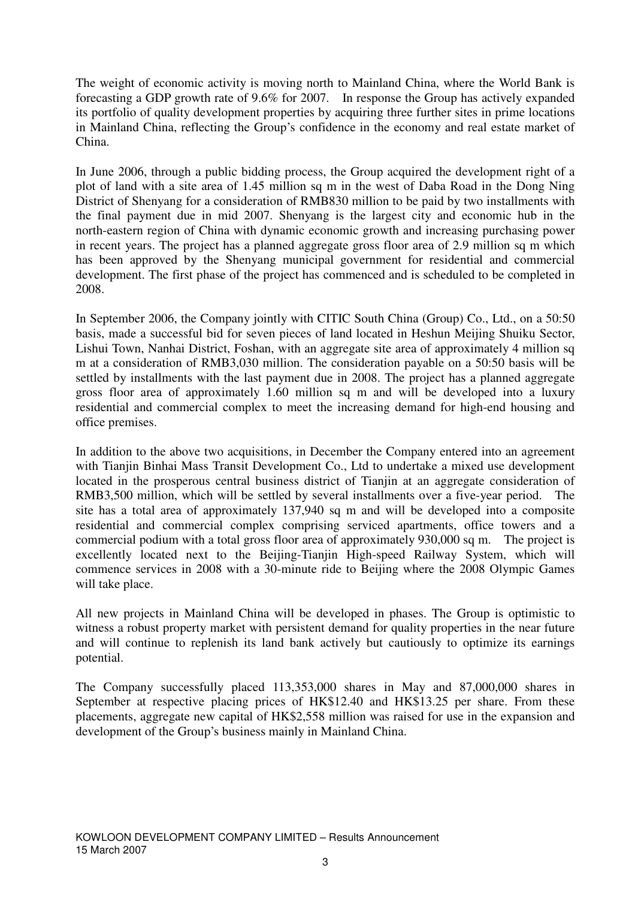The weight of economic activity is moving north to Mainland China, where the World Bank is forecasting a GDP growth rate of 9.6% for 2007. In response the Group has actively expanded its portfolio of quality development properties by acquiring three further sites in prime locations in Mainland China, reflecting the Group's confidence in the economy and real estate market of China.

In June 2006, through a public bidding process, the Group acquired the development right of a plot of land with a site area of 1.45 million sq m in the west of Daba Road in the Dong Ning District of Shenyang for a consideration of RMB830 million to be paid by two installments with the final payment due in mid 2007. Shenyang is the largest city and economic hub in the north-eastern region of China with dynamic economic growth and increasing purchasing power in recent years. The project has a planned aggregate gross floor area of 2.9 million sq m which has been approved by the Shenyang municipal government for residential and commercial development. The first phase of the project has commenced and is scheduled to be completed in 2008.

In September 2006, the Company jointly with CITIC South China (Group) Co., Ltd., on a 50:50 basis, made a successful bid for seven pieces of land located in Heshun Meijing Shuiku Sector, Lishui Town, Nanhai District, Foshan, with an aggregate site area of approximately 4 million sq m at a consideration of RMB3,030 million. The consideration payable on a 50:50 basis will be settled by installments with the last payment due in 2008. The project has a planned aggregate gross floor area of approximately 1.60 million sq m and will be developed into a luxury residential and commercial complex to meet the increasing demand for high-end housing and office premises.

In addition to the above two acquisitions, in December the Company entered into an agreement with Tianjin Binhai Mass Transit Development Co., Ltd to undertake a mixed use development located in the prosperous central business district of Tianjin at an aggregate consideration of RMB3,500 million, which will be settled by several installments over a five-year period. The site has a total area of approximately 137,940 sq m and will be developed into a composite residential and commercial complex comprising serviced apartments, office towers and a commercial podium with a total gross floor area of approximately 930,000 sq m. The project is excellently located next to the Beijing-Tianjin High-speed Railway System, which will commence services in 2008 with a 30-minute ride to Beijing where the 2008 Olympic Games will take place.

All new projects in Mainland China will be developed in phases. The Group is optimistic to witness a robust property market with persistent demand for quality properties in the near future and will continue to replenish its land bank actively but cautiously to optimize its earnings potential.

The Company successfully placed 113,353,000 shares in May and 87,000,000 shares in September at respective placing prices of HK$12.40 and HK$13.25 per share. From these placements, aggregate new capital of HK$2,558 million was raised for use in the expansion and development of the Group's business mainly in Mainland China.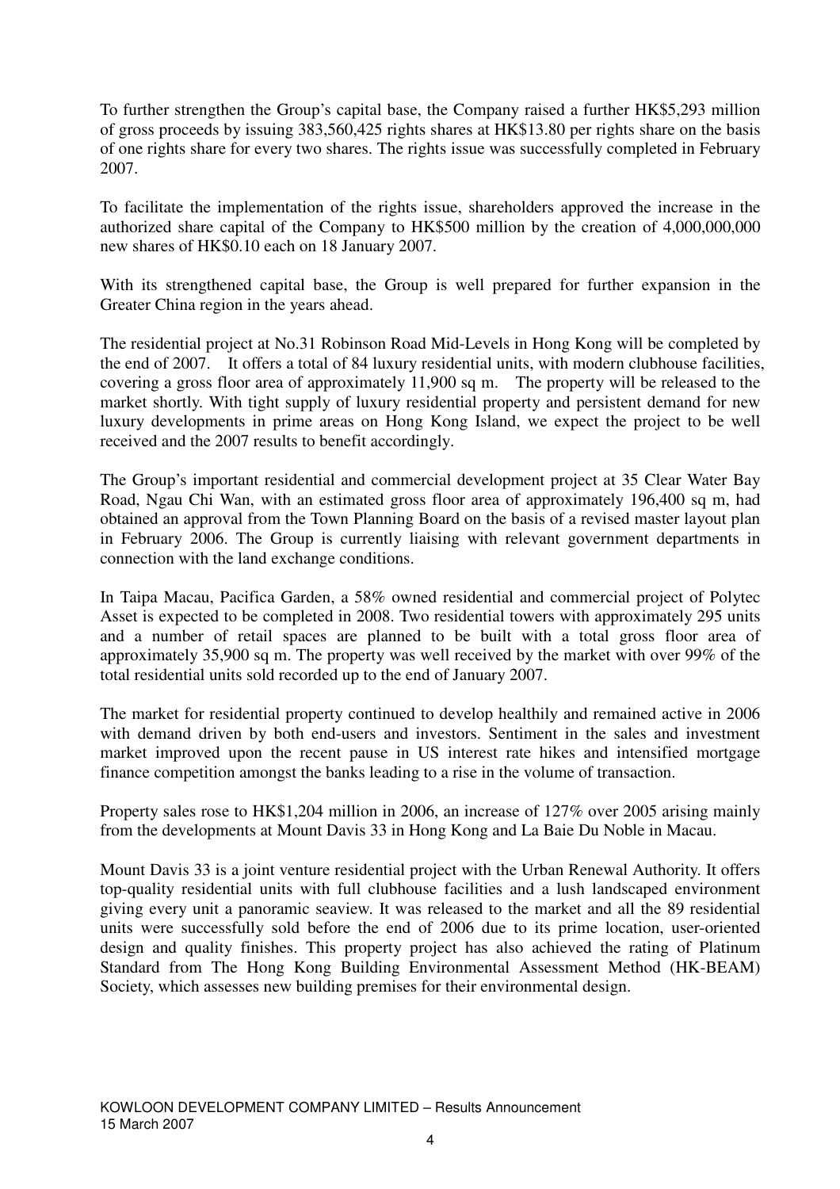To further strengthen the Group's capital base, the Company raised a further HK$5,293 million of gross proceeds by issuing 383,560,425 rights shares at HK$13.80 per rights share on the basis of one rights share for every two shares. The rights issue was successfully completed in February 2007.

To facilitate the implementation of the rights issue, shareholders approved the increase in the authorized share capital of the Company to HK$500 million by the creation of 4,000,000,000 new shares of HK$0.10 each on 18 January 2007.

With its strengthened capital base, the Group is well prepared for further expansion in the Greater China region in the years ahead.

The residential project at No.31 Robinson Road Mid-Levels in Hong Kong will be completed by the end of 2007. It offers a total of 84 luxury residential units, with modern clubhouse facilities, covering a gross floor area of approximately 11,900 sq m. The property will be released to the market shortly. With tight supply of luxury residential property and persistent demand for new luxury developments in prime areas on Hong Kong Island, we expect the project to be well received and the 2007 results to benefit accordingly.

The Group's important residential and commercial development project at 35 Clear Water Bay Road, Ngau Chi Wan, with an estimated gross floor area of approximately 196,400 sq m, had obtained an approval from the Town Planning Board on the basis of a revised master layout plan in February 2006. The Group is currently liaising with relevant government departments in connection with the land exchange conditions.

In Taipa Macau, Pacifica Garden, a 58% owned residential and commercial project of Polytec Asset is expected to be completed in 2008. Two residential towers with approximately 295 units and a number of retail spaces are planned to be built with a total gross floor area of approximately 35,900 sq m. The property was well received by the market with over 99% of the total residential units sold recorded up to the end of January 2007.

The market for residential property continued to develop healthily and remained active in 2006 with demand driven by both end-users and investors. Sentiment in the sales and investment market improved upon the recent pause in US interest rate hikes and intensified mortgage finance competition amongst the banks leading to a rise in the volume of transaction.

Property sales rose to HK$1,204 million in 2006, an increase of 127% over 2005 arising mainly from the developments at Mount Davis 33 in Hong Kong and La Baie Du Noble in Macau.

Mount Davis 33 is a joint venture residential project with the Urban Renewal Authority. It offers top-quality residential units with full clubhouse facilities and a lush landscaped environment giving every unit a panoramic seaview. It was released to the market and all the 89 residential units were successfully sold before the end of 2006 due to its prime location, user-oriented design and quality finishes. This property project has also achieved the rating of Platinum Standard from The Hong Kong Building Environmental Assessment Method (HK-BEAM) Society, which assesses new building premises for their environmental design.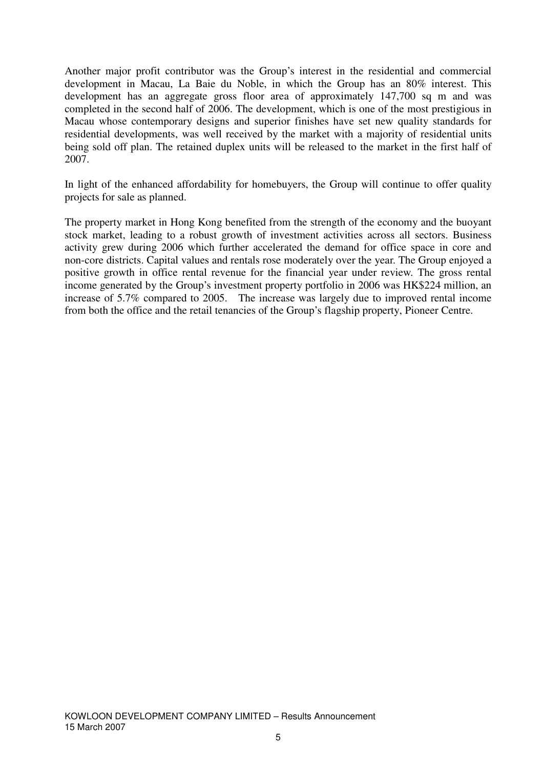Another major profit contributor was the Group's interest in the residential and commercial development in Macau, La Baie du Noble, in which the Group has an 80% interest. This development has an aggregate gross floor area of approximately 147,700 sq m and was completed in the second half of 2006. The development, which is one of the most prestigious in Macau whose contemporary designs and superior finishes have set new quality standards for residential developments, was well received by the market with a majority of residential units being sold off plan. The retained duplex units will be released to the market in the first half of 2007.

In light of the enhanced affordability for homebuyers, the Group will continue to offer quality projects for sale as planned.

The property market in Hong Kong benefited from the strength of the economy and the buoyant stock market, leading to a robust growth of investment activities across all sectors. Business activity grew during 2006 which further accelerated the demand for office space in core and non-core districts. Capital values and rentals rose moderately over the year. The Group enjoyed a positive growth in office rental revenue for the financial year under review. The gross rental income generated by the Group's investment property portfolio in 2006 was HK$224 million, an increase of 5.7% compared to 2005. The increase was largely due to improved rental income from both the office and the retail tenancies of the Group's flagship property, Pioneer Centre.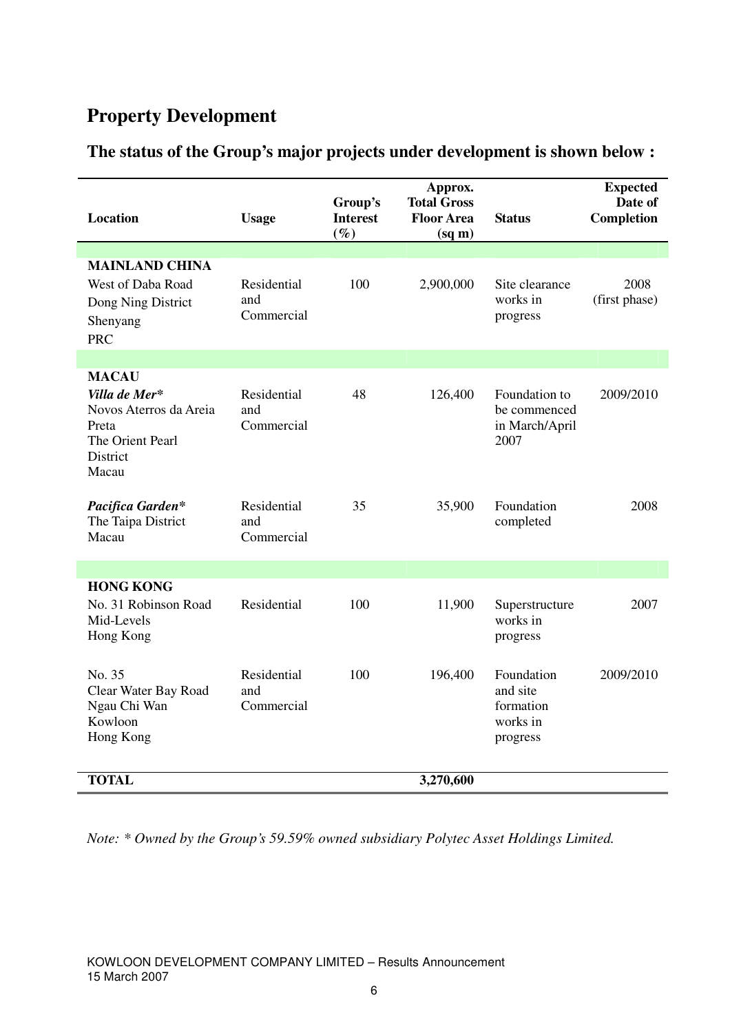## Property Development

### The status of the Group's major projects under development is shown below :

| Location | Usage | Group's Interest (%) | Approx. Total Gross Floor Area (sq m) | Status | Expected Date of Completion |
|---|---|---|---|---|---|
| **MAINLAND CHINA** | | | | | |
| West of Daba Road Dong Ning District Shenyang PRC | Residential and Commercial | 100 | 2,900,000 | Site clearance works in progress | 2008 (first phase) |
| **MACAU** | | | | | |
| ***Villa de Mer**** Novos Aterros da Areia Preta The Orient Pearl District Macau | Residential and Commercial | 48 | 126,400 | Foundation to be commenced in March/April 2007 | 2009/2010 |
| ***Pacifica Garden**** The Taipa District Macau | Residential and Commercial | 35 | 35,900 | Foundation completed | 2008 |
| **HONG KONG** | | | | | |
| No. 31 Robinson Road Mid-Levels Hong Kong | Residential | 100 | 11,900 | Superstructure works in progress | 2007 |
| No. 35 Clear Water Bay Road Ngau Chi Wan Kowloon Hong Kong | Residential and Commercial | 100 | 196,400 | Foundation and site formation works in progress | 2009/2010 |
| **TOTAL** | | | **3,270,600** | | |

*Note: * Owned by the Group's 59.59% owned subsidiary Polytec Asset Holdings Limited.*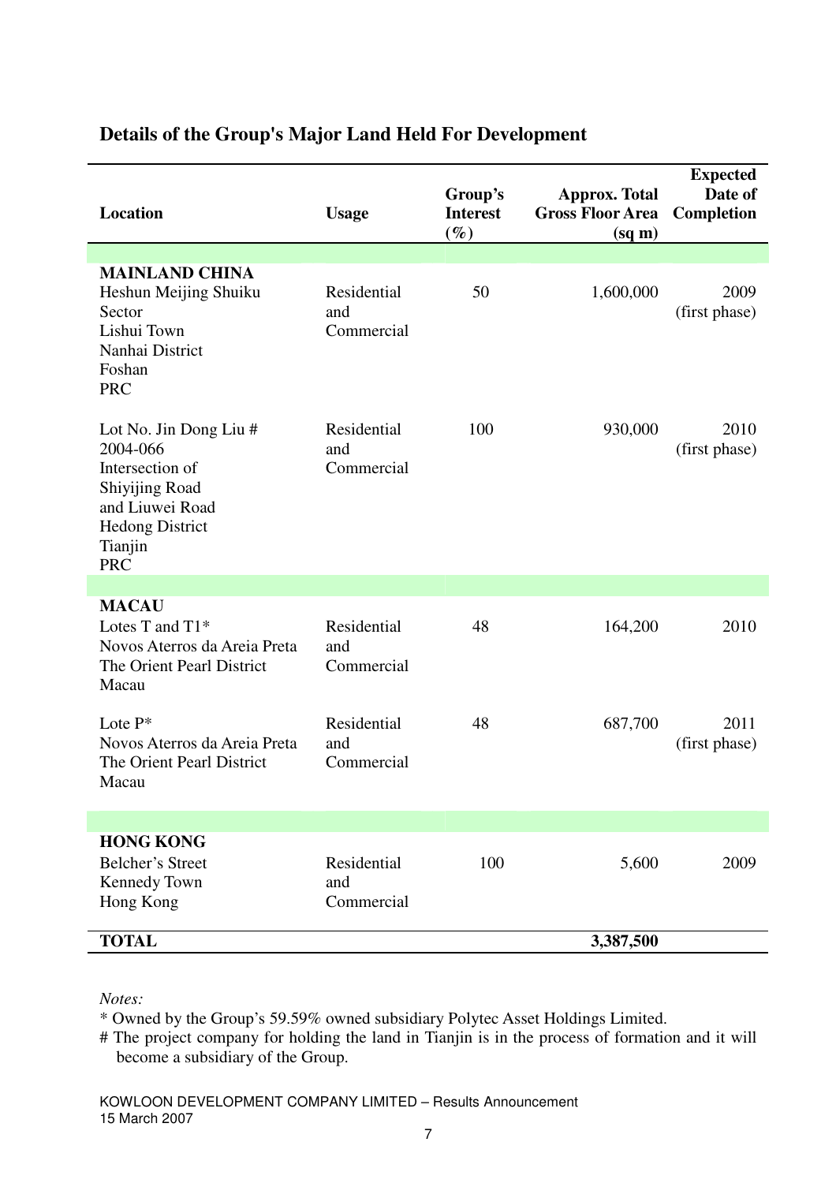## Details of the Group's Major Land Held For Development

| Location | Usage | Group's Interest (%) | Approx. Total Gross Floor Area (sq m) | Expected Date of Completion |
|---|---|---|---|---|
| **MAINLAND CHINA** | | | | |
| Heshun Meijing Shuiku Sector Lishui Town Nanhai District Foshan PRC | Residential and Commercial | 50 | 1,600,000 | 2009 (first phase) |
| Lot No. Jin Dong Liu # 2004-066 Intersection of Shiyijing Road and Liuwei Road Hedong District Tianjin PRC | Residential and Commercial | 100 | 930,000 | 2010 (first phase) |
| **MACAU** | | | | |
| Lotes T and T1* Novos Aterros da Areia Preta The Orient Pearl District Macau | Residential and Commercial | 48 | 164,200 | 2010 |
| Lote P* Novos Aterros da Areia Preta The Orient Pearl District Macau | Residential and Commercial | 48 | 687,700 | 2011 (first phase) |
| **HONG KONG** | | | | |
| Belcher's Street Kennedy Town Hong Kong | Residential and Commercial | 100 | 5,600 | 2009 |
| **TOTAL** | | | **3,387,500** | |

*Notes:*

* Owned by the Group's 59.59% owned subsidiary Polytec Asset Holdings Limited.

# The project company for holding the land in Tianjin is in the process of formation and it will become a subsidiary of the Group.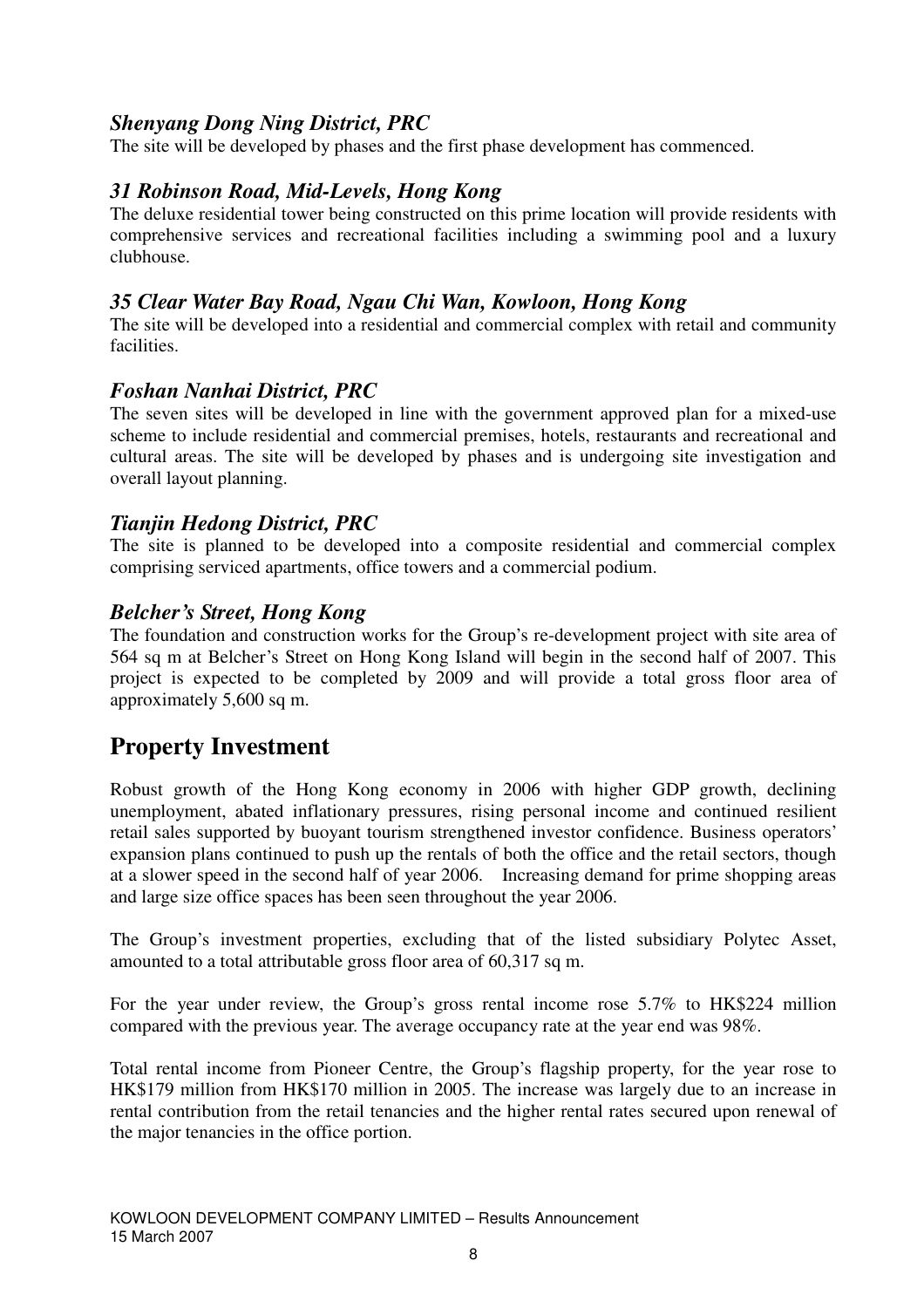### *Shenyang Dong Ning District, PRC*

The site will be developed by phases and the first phase development has commenced.

### *31 Robinson Road, Mid-Levels, Hong Kong*

The deluxe residential tower being constructed on this prime location will provide residents with comprehensive services and recreational facilities including a swimming pool and a luxury clubhouse.

### *35 Clear Water Bay Road, Ngau Chi Wan, Kowloon, Hong Kong*

The site will be developed into a residential and commercial complex with retail and community facilities.

### *Foshan Nanhai District, PRC*

The seven sites will be developed in line with the government approved plan for a mixed-use scheme to include residential and commercial premises, hotels, restaurants and recreational and cultural areas. The site will be developed by phases and is undergoing site investigation and overall layout planning.

### *Tianjin Hedong District, PRC*

The site is planned to be developed into a composite residential and commercial complex comprising serviced apartments, office towers and a commercial podium.

### *Belcher's Street, Hong Kong*

The foundation and construction works for the Group's re-development project with site area of 564 sq m at Belcher's Street on Hong Kong Island will begin in the second half of 2007. This project is expected to be completed by 2009 and will provide a total gross floor area of approximately 5,600 sq m.

## Property Investment

Robust growth of the Hong Kong economy in 2006 with higher GDP growth, declining unemployment, abated inflationary pressures, rising personal income and continued resilient retail sales supported by buoyant tourism strengthened investor confidence. Business operators' expansion plans continued to push up the rentals of both the office and the retail sectors, though at a slower speed in the second half of year 2006. Increasing demand for prime shopping areas and large size office spaces has been seen throughout the year 2006.

The Group's investment properties, excluding that of the listed subsidiary Polytec Asset, amounted to a total attributable gross floor area of 60,317 sq m.

For the year under review, the Group's gross rental income rose 5.7% to HK$224 million compared with the previous year. The average occupancy rate at the year end was 98%.

Total rental income from Pioneer Centre, the Group's flagship property, for the year rose to HK$179 million from HK$170 million in 2005. The increase was largely due to an increase in rental contribution from the retail tenancies and the higher rental rates secured upon renewal of the major tenancies in the office portion.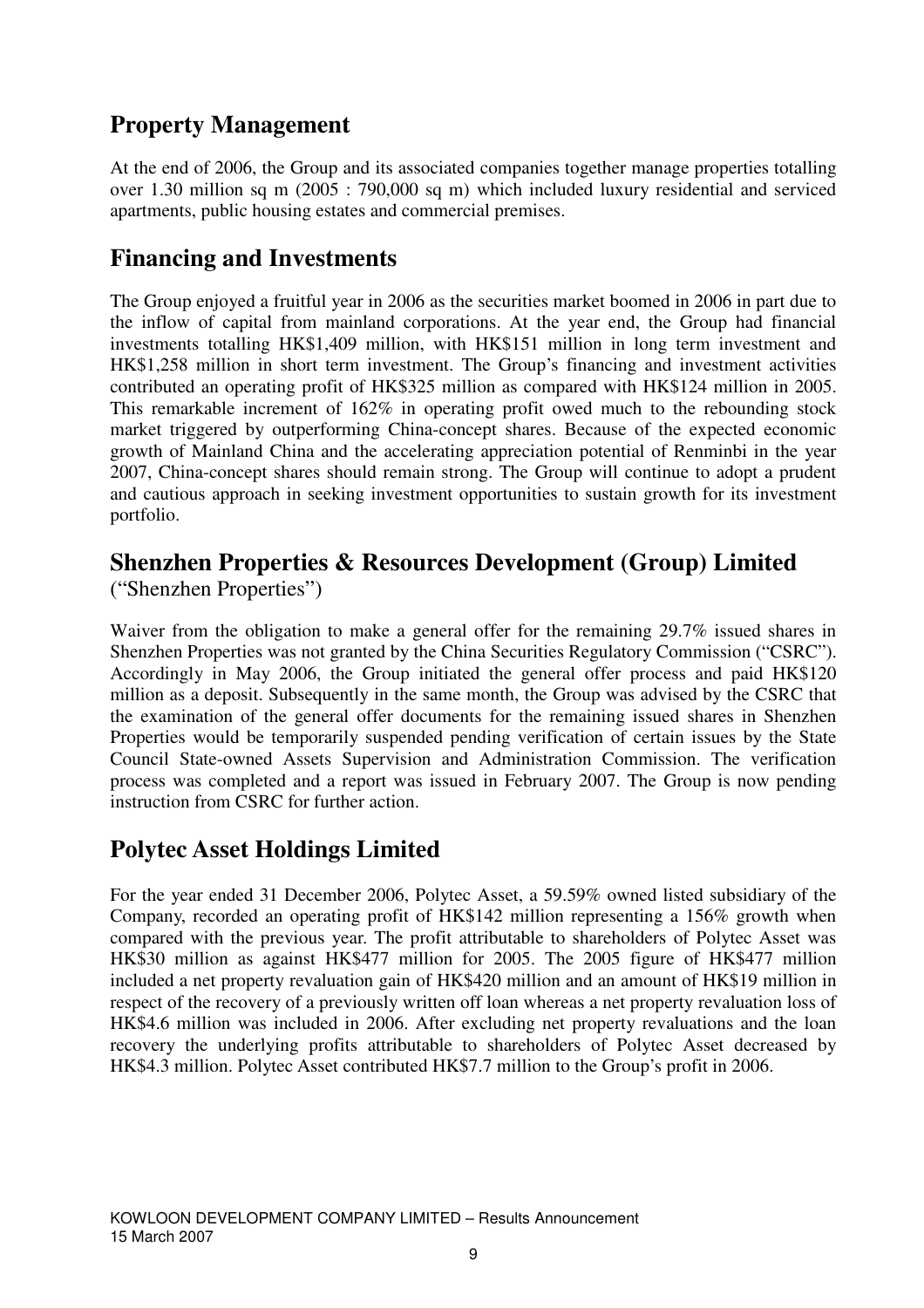## Property Management

At the end of 2006, the Group and its associated companies together manage properties totalling over 1.30 million sq m (2005 : 790,000 sq m) which included luxury residential and serviced apartments, public housing estates and commercial premises.

## Financing and Investments

The Group enjoyed a fruitful year in 2006 as the securities market boomed in 2006 in part due to the inflow of capital from mainland corporations. At the year end, the Group had financial investments totalling HK$1,409 million, with HK$151 million in long term investment and HK$1,258 million in short term investment. The Group's financing and investment activities contributed an operating profit of HK$325 million as compared with HK$124 million in 2005. This remarkable increment of 162% in operating profit owed much to the rebounding stock market triggered by outperforming China-concept shares. Because of the expected economic growth of Mainland China and the accelerating appreciation potential of Renminbi in the year 2007, China-concept shares should remain strong. The Group will continue to adopt a prudent and cautious approach in seeking investment opportunities to sustain growth for its investment portfolio.

## Shenzhen Properties & Resources Development (Group) Limited

("Shenzhen Properties")

Waiver from the obligation to make a general offer for the remaining 29.7% issued shares in Shenzhen Properties was not granted by the China Securities Regulatory Commission ("CSRC"). Accordingly in May 2006, the Group initiated the general offer process and paid HK$120 million as a deposit. Subsequently in the same month, the Group was advised by the CSRC that the examination of the general offer documents for the remaining issued shares in Shenzhen Properties would be temporarily suspended pending verification of certain issues by the State Council State-owned Assets Supervision and Administration Commission. The verification process was completed and a report was issued in February 2007. The Group is now pending instruction from CSRC for further action.

## Polytec Asset Holdings Limited

For the year ended 31 December 2006, Polytec Asset, a 59.59% owned listed subsidiary of the Company, recorded an operating profit of HK$142 million representing a 156% growth when compared with the previous year. The profit attributable to shareholders of Polytec Asset was HK$30 million as against HK$477 million for 2005. The 2005 figure of HK$477 million included a net property revaluation gain of HK$420 million and an amount of HK$19 million in respect of the recovery of a previously written off loan whereas a net property revaluation loss of HK$4.6 million was included in 2006. After excluding net property revaluations and the loan recovery the underlying profits attributable to shareholders of Polytec Asset decreased by HK$4.3 million. Polytec Asset contributed HK$7.7 million to the Group's profit in 2006.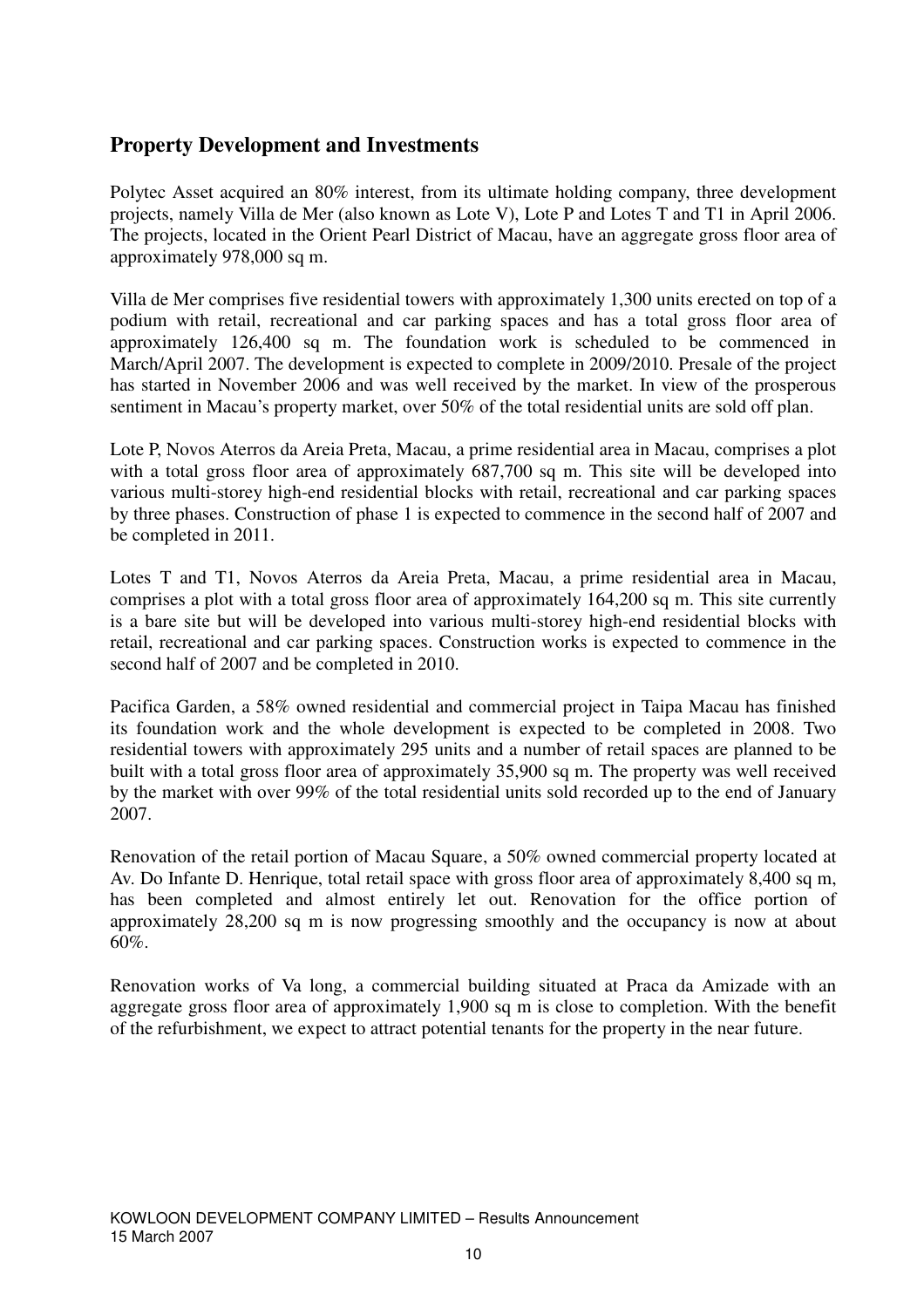## Property Development and Investments

Polytec Asset acquired an 80% interest, from its ultimate holding company, three development projects, namely Villa de Mer (also known as Lote V), Lote P and Lotes T and T1 in April 2006. The projects, located in the Orient Pearl District of Macau, have an aggregate gross floor area of approximately 978,000 sq m.

Villa de Mer comprises five residential towers with approximately 1,300 units erected on top of a podium with retail, recreational and car parking spaces and has a total gross floor area of approximately 126,400 sq m. The foundation work is scheduled to be commenced in March/April 2007. The development is expected to complete in 2009/2010. Presale of the project has started in November 2006 and was well received by the market. In view of the prosperous sentiment in Macau's property market, over 50% of the total residential units are sold off plan.

Lote P, Novos Aterros da Areia Preta, Macau, a prime residential area in Macau, comprises a plot with a total gross floor area of approximately 687,700 sq m. This site will be developed into various multi-storey high-end residential blocks with retail, recreational and car parking spaces by three phases. Construction of phase 1 is expected to commence in the second half of 2007 and be completed in 2011.

Lotes T and T1, Novos Aterros da Areia Preta, Macau, a prime residential area in Macau, comprises a plot with a total gross floor area of approximately 164,200 sq m. This site currently is a bare site but will be developed into various multi-storey high-end residential blocks with retail, recreational and car parking spaces. Construction works is expected to commence in the second half of 2007 and be completed in 2010.

Pacifica Garden, a 58% owned residential and commercial project in Taipa Macau has finished its foundation work and the whole development is expected to be completed in 2008. Two residential towers with approximately 295 units and a number of retail spaces are planned to be built with a total gross floor area of approximately 35,900 sq m. The property was well received by the market with over 99% of the total residential units sold recorded up to the end of January 2007.

Renovation of the retail portion of Macau Square, a 50% owned commercial property located at Av. Do Infante D. Henrique, total retail space with gross floor area of approximately 8,400 sq m, has been completed and almost entirely let out. Renovation for the office portion of approximately 28,200 sq m is now progressing smoothly and the occupancy is now at about 60%.

Renovation works of Va long, a commercial building situated at Praca da Amizade with an aggregate gross floor area of approximately 1,900 sq m is close to completion. With the benefit of the refurbishment, we expect to attract potential tenants for the property in the near future.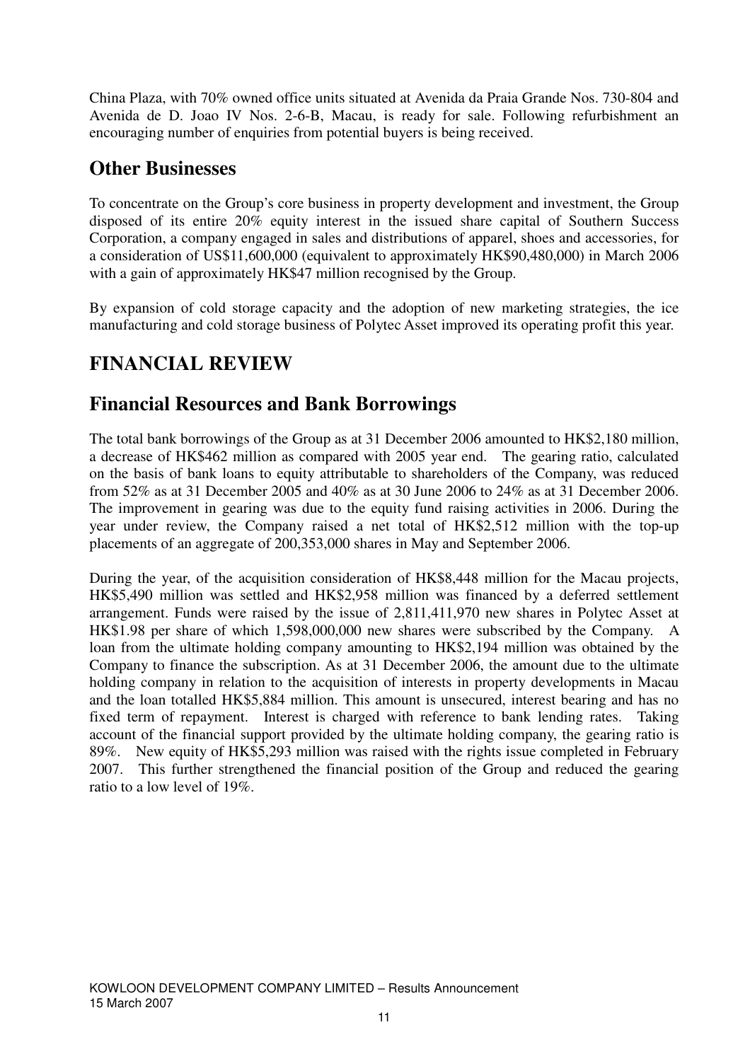China Plaza, with 70% owned office units situated at Avenida da Praia Grande Nos. 730-804 and Avenida de D. Joao IV Nos. 2-6-B, Macau, is ready for sale. Following refurbishment an encouraging number of enquiries from potential buyers is being received.

## Other Businesses

To concentrate on the Group's core business in property development and investment, the Group disposed of its entire 20% equity interest in the issued share capital of Southern Success Corporation, a company engaged in sales and distributions of apparel, shoes and accessories, for a consideration of US$11,600,000 (equivalent to approximately HK$90,480,000) in March 2006 with a gain of approximately HK$47 million recognised by the Group.

By expansion of cold storage capacity and the adoption of new marketing strategies, the ice manufacturing and cold storage business of Polytec Asset improved its operating profit this year.

# FINANCIAL REVIEW

## Financial Resources and Bank Borrowings

The total bank borrowings of the Group as at 31 December 2006 amounted to HK$2,180 million, a decrease of HK$462 million as compared with 2005 year end. The gearing ratio, calculated on the basis of bank loans to equity attributable to shareholders of the Company, was reduced from 52% as at 31 December 2005 and 40% as at 30 June 2006 to 24% as at 31 December 2006. The improvement in gearing was due to the equity fund raising activities in 2006. During the year under review, the Company raised a net total of HK$2,512 million with the top-up placements of an aggregate of 200,353,000 shares in May and September 2006.

During the year, of the acquisition consideration of HK$8,448 million for the Macau projects, HK$5,490 million was settled and HK$2,958 million was financed by a deferred settlement arrangement. Funds were raised by the issue of 2,811,411,970 new shares in Polytec Asset at HK$1.98 per share of which 1,598,000,000 new shares were subscribed by the Company. A loan from the ultimate holding company amounting to HK$2,194 million was obtained by the Company to finance the subscription. As at 31 December 2006, the amount due to the ultimate holding company in relation to the acquisition of interests in property developments in Macau and the loan totalled HK$5,884 million. This amount is unsecured, interest bearing and has no fixed term of repayment. Interest is charged with reference to bank lending rates. Taking account of the financial support provided by the ultimate holding company, the gearing ratio is 89%. New equity of HK$5,293 million was raised with the rights issue completed in February 2007. This further strengthened the financial position of the Group and reduced the gearing ratio to a low level of 19%.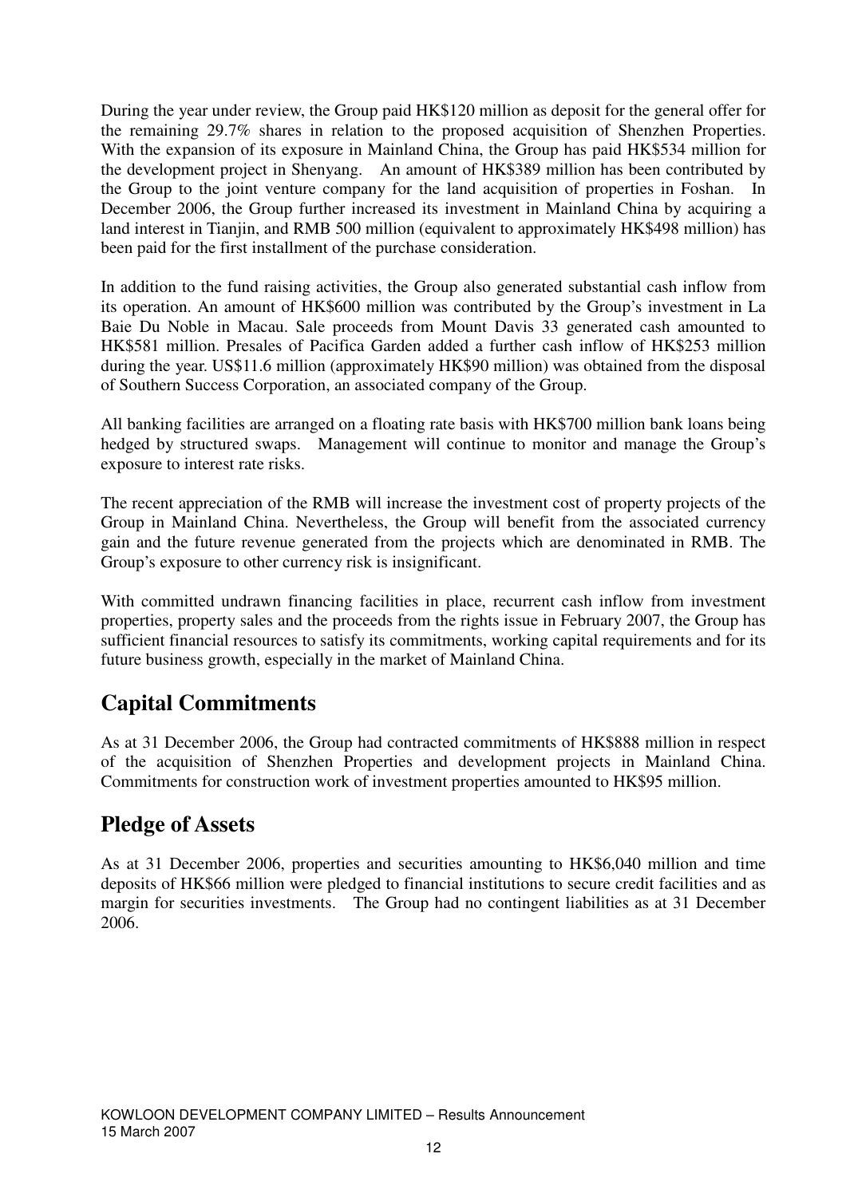During the year under review, the Group paid HK$120 million as deposit for the general offer for the remaining 29.7% shares in relation to the proposed acquisition of Shenzhen Properties. With the expansion of its exposure in Mainland China, the Group has paid HK$534 million for the development project in Shenyang. An amount of HK$389 million has been contributed by the Group to the joint venture company for the land acquisition of properties in Foshan. In December 2006, the Group further increased its investment in Mainland China by acquiring a land interest in Tianjin, and RMB 500 million (equivalent to approximately HK$498 million) has been paid for the first installment of the purchase consideration.

In addition to the fund raising activities, the Group also generated substantial cash inflow from its operation. An amount of HK$600 million was contributed by the Group's investment in La Baie Du Noble in Macau. Sale proceeds from Mount Davis 33 generated cash amounted to HK$581 million. Presales of Pacifica Garden added a further cash inflow of HK$253 million during the year. US$11.6 million (approximately HK$90 million) was obtained from the disposal of Southern Success Corporation, an associated company of the Group.

All banking facilities are arranged on a floating rate basis with HK$700 million bank loans being hedged by structured swaps. Management will continue to monitor and manage the Group's exposure to interest rate risks.

The recent appreciation of the RMB will increase the investment cost of property projects of the Group in Mainland China. Nevertheless, the Group will benefit from the associated currency gain and the future revenue generated from the projects which are denominated in RMB. The Group's exposure to other currency risk is insignificant.

With committed undrawn financing facilities in place, recurrent cash inflow from investment properties, property sales and the proceeds from the rights issue in February 2007, the Group has sufficient financial resources to satisfy its commitments, working capital requirements and for its future business growth, especially in the market of Mainland China.

## Capital Commitments

As at 31 December 2006, the Group had contracted commitments of HK$888 million in respect of the acquisition of Shenzhen Properties and development projects in Mainland China. Commitments for construction work of investment properties amounted to HK$95 million.

## Pledge of Assets

As at 31 December 2006, properties and securities amounting to HK$6,040 million and time deposits of HK$66 million were pledged to financial institutions to secure credit facilities and as margin for securities investments. The Group had no contingent liabilities as at 31 December 2006.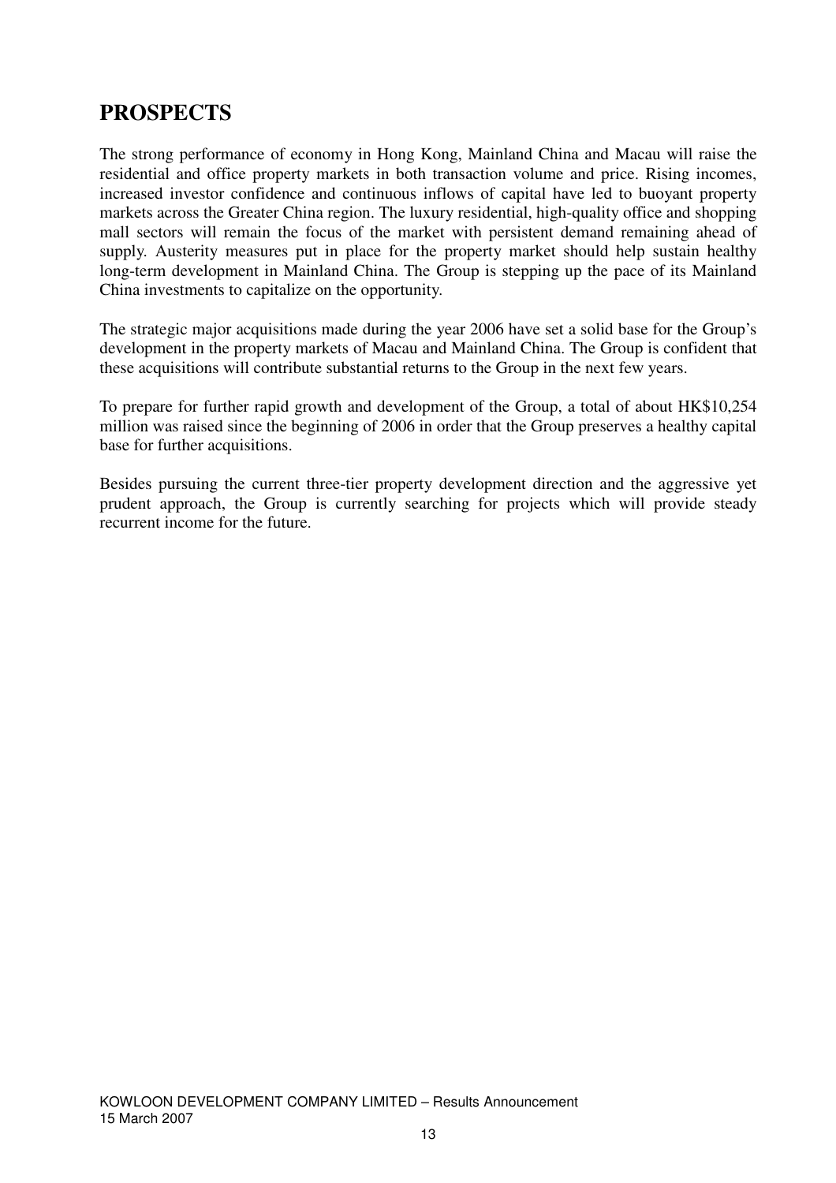# PROSPECTS

The strong performance of economy in Hong Kong, Mainland China and Macau will raise the residential and office property markets in both transaction volume and price. Rising incomes, increased investor confidence and continuous inflows of capital have led to buoyant property markets across the Greater China region. The luxury residential, high-quality office and shopping mall sectors will remain the focus of the market with persistent demand remaining ahead of supply. Austerity measures put in place for the property market should help sustain healthy long-term development in Mainland China. The Group is stepping up the pace of its Mainland China investments to capitalize on the opportunity.

The strategic major acquisitions made during the year 2006 have set a solid base for the Group's development in the property markets of Macau and Mainland China. The Group is confident that these acquisitions will contribute substantial returns to the Group in the next few years.

To prepare for further rapid growth and development of the Group, a total of about HK$10,254 million was raised since the beginning of 2006 in order that the Group preserves a healthy capital base for further acquisitions.

Besides pursuing the current three-tier property development direction and the aggressive yet prudent approach, the Group is currently searching for projects which will provide steady recurrent income for the future.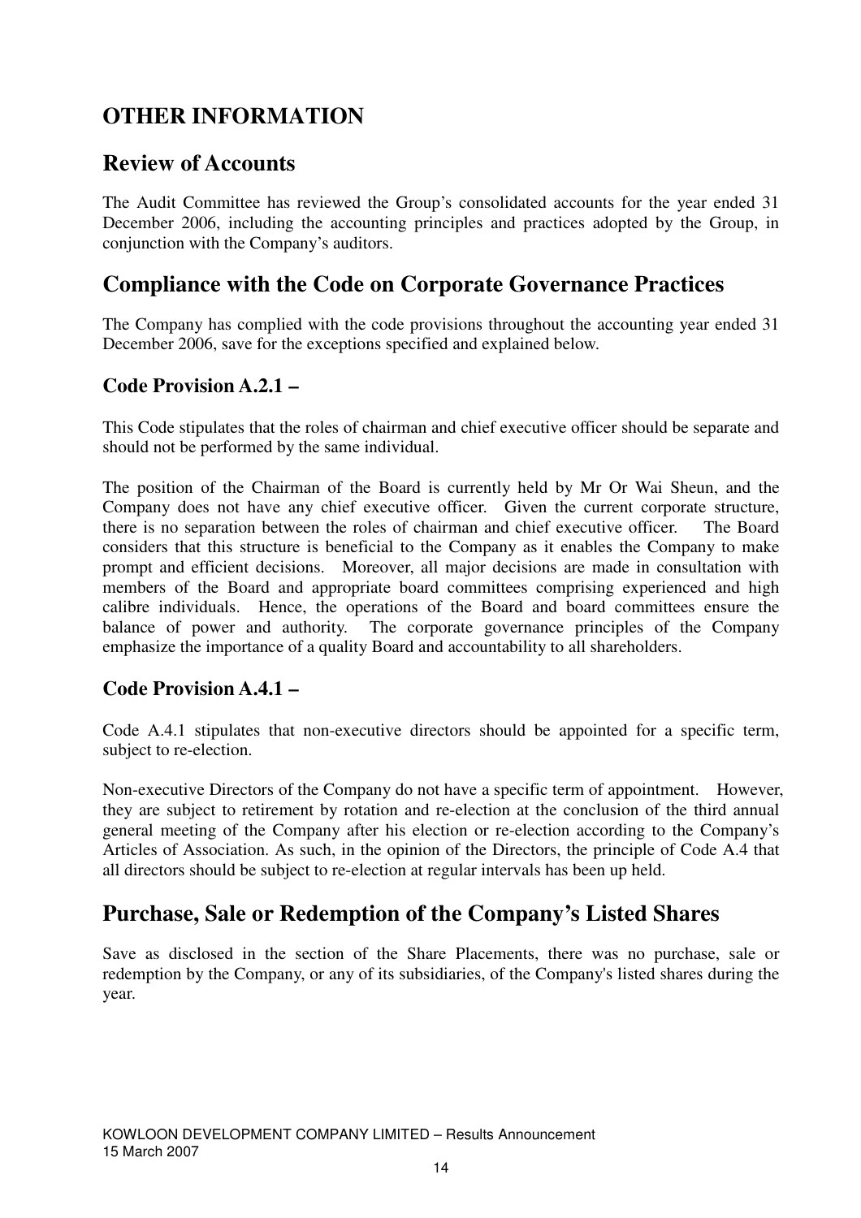# OTHER INFORMATION

## Review of Accounts

The Audit Committee has reviewed the Group's consolidated accounts for the year ended 31 December 2006, including the accounting principles and practices adopted by the Group, in conjunction with the Company's auditors.

## Compliance with the Code on Corporate Governance Practices

The Company has complied with the code provisions throughout the accounting year ended 31 December 2006, save for the exceptions specified and explained below.

### Code Provision A.2.1 –

This Code stipulates that the roles of chairman and chief executive officer should be separate and should not be performed by the same individual.

The position of the Chairman of the Board is currently held by Mr Or Wai Sheun, and the Company does not have any chief executive officer. Given the current corporate structure, there is no separation between the roles of chairman and chief executive officer. The Board considers that this structure is beneficial to the Company as it enables the Company to make prompt and efficient decisions. Moreover, all major decisions are made in consultation with members of the Board and appropriate board committees comprising experienced and high calibre individuals. Hence, the operations of the Board and board committees ensure the balance of power and authority. The corporate governance principles of the Company emphasize the importance of a quality Board and accountability to all shareholders.

### Code Provision A.4.1 –

Code A.4.1 stipulates that non-executive directors should be appointed for a specific term, subject to re-election.

Non-executive Directors of the Company do not have a specific term of appointment. However, they are subject to retirement by rotation and re-election at the conclusion of the third annual general meeting of the Company after his election or re-election according to the Company's Articles of Association. As such, in the opinion of the Directors, the principle of Code A.4 that all directors should be subject to re-election at regular intervals has been up held.

## Purchase, Sale or Redemption of the Company's Listed Shares

Save as disclosed in the section of the Share Placements, there was no purchase, sale or redemption by the Company, or any of its subsidiaries, of the Company's listed shares during the year.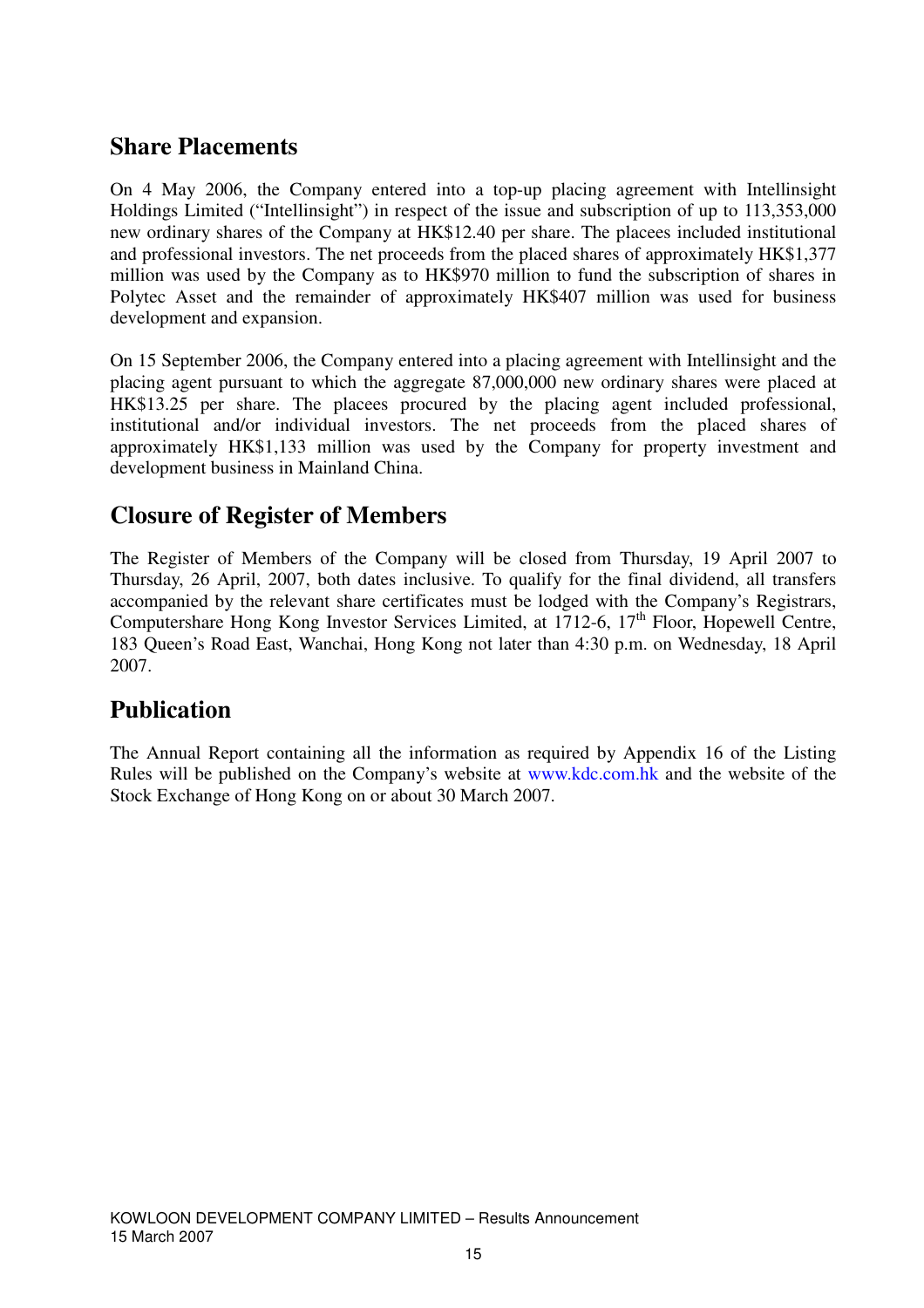## Share Placements

On 4 May 2006, the Company entered into a top-up placing agreement with Intellinsight Holdings Limited ("Intellinsight") in respect of the issue and subscription of up to 113,353,000 new ordinary shares of the Company at HK$12.40 per share. The placees included institutional and professional investors. The net proceeds from the placed shares of approximately HK$1,377 million was used by the Company as to HK$970 million to fund the subscription of shares in Polytec Asset and the remainder of approximately HK$407 million was used for business development and expansion.

On 15 September 2006, the Company entered into a placing agreement with Intellinsight and the placing agent pursuant to which the aggregate 87,000,000 new ordinary shares were placed at HK$13.25 per share. The placees procured by the placing agent included professional, institutional and/or individual investors. The net proceeds from the placed shares of approximately HK$1,133 million was used by the Company for property investment and development business in Mainland China.

## Closure of Register of Members

The Register of Members of the Company will be closed from Thursday, 19 April 2007 to Thursday, 26 April, 2007, both dates inclusive. To qualify for the final dividend, all transfers accompanied by the relevant share certificates must be lodged with the Company's Registrars, Computershare Hong Kong Investor Services Limited, at 1712-6, 17th Floor, Hopewell Centre, 183 Queen's Road East, Wanchai, Hong Kong not later than 4:30 p.m. on Wednesday, 18 April 2007.

## Publication

The Annual Report containing all the information as required by Appendix 16 of the Listing Rules will be published on the Company's website at www.kdc.com.hk and the website of the Stock Exchange of Hong Kong on or about 30 March 2007.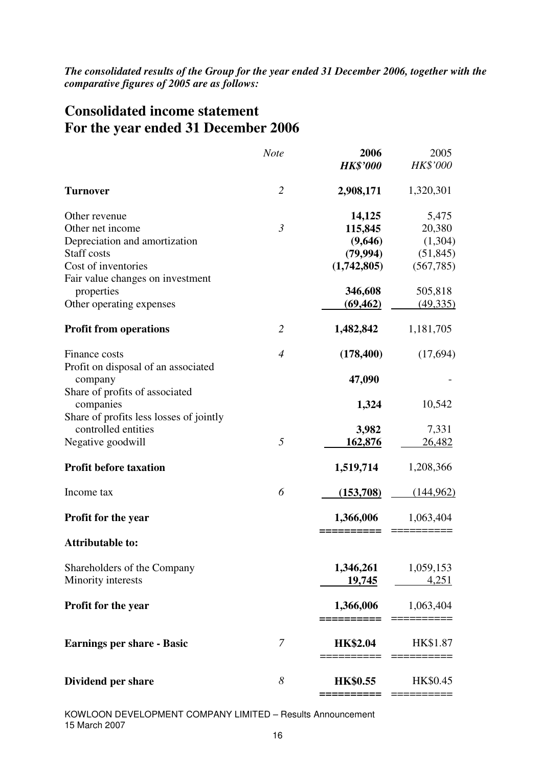***The consolidated results of the Group for the year ended 31 December 2006, together with the comparative figures of 2005 are as follows:***

# Consolidated income statement
# For the year ended 31 December 2006

| | *Note* | **2006** | 2005 |
|---|---|---|---|
| | | ***HK$'000*** | *HK$'000* |
| **Turnover** | *2* | **2,908,171** | 1,320,301 |
| Other revenue | | **14,125** | 5,475 |
| Other net income | *3* | **115,845** | 20,380 |
| Depreciation and amortization | | **(9,646)** | (1,304) |
| Staff costs | | **(79,994)** | (51,845) |
| Cost of inventories | | **(1,742,805)** | (567,785) |
| Fair value changes on investment properties | | **346,608** | 505,818 |
| Other operating expenses | | **(69,462)** | (49,335) |
| **Profit from operations** | *2* | **1,482,842** | 1,181,705 |
| Finance costs | *4* | **(178,400)** | (17,694) |
| Profit on disposal of an associated company | | **47,090** | - |
| Share of profits of associated companies | | **1,324** | 10,542 |
| Share of profits less losses of jointly controlled entities | | **3,982** | 7,331 |
| Negative goodwill | *5* | **162,876** | 26,482 |
| **Profit before taxation** | | **1,519,714** | 1,208,366 |
| Income tax | *6* | **(153,708)** | (144,962) |
| **Profit for the year** | | **1,366,006** | 1,063,404 |
| **Attributable to:** | | | |
| Shareholders of the Company | | **1,346,261** | 1,059,153 |
| Minority interests | | **19,745** | 4,251 |
| **Profit for the year** | | **1,366,006** | 1,063,404 |
| **Earnings per share - Basic** | *7* | **HK$2.04** | HK$1.87 |
| **Dividend per share** | *8* | **HK$0.55** | HK$0.45 |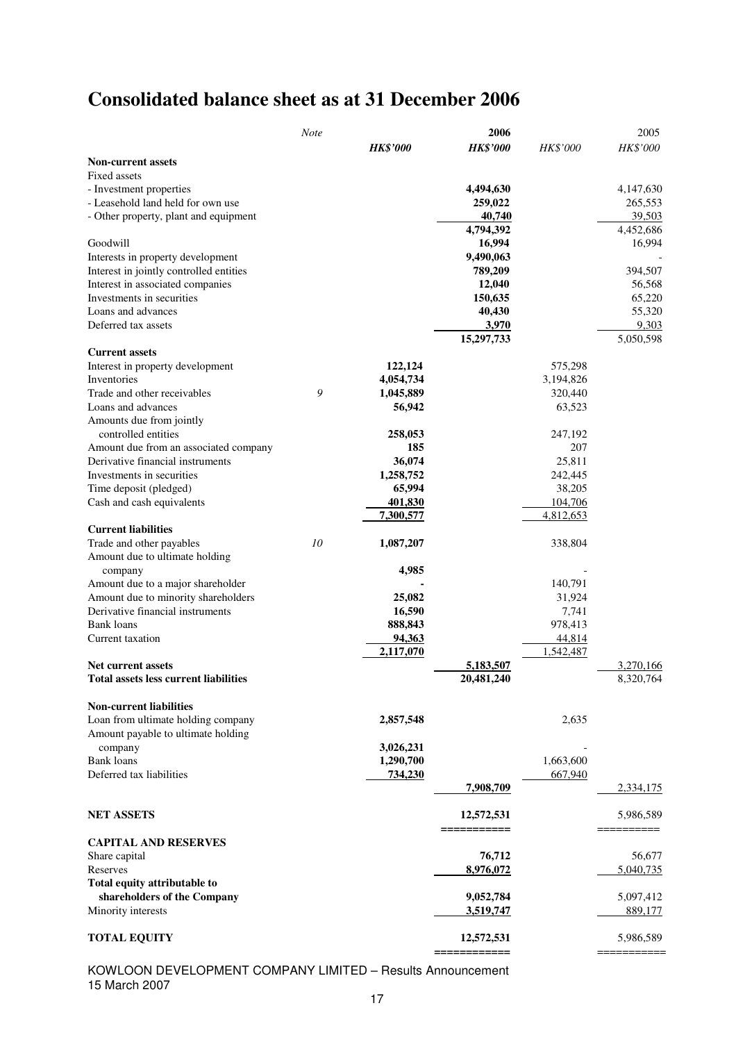# Consolidated balance sheet as at 31 December 2006

| | Note | | 2006 | | 2005 |
|---|---|---|---|---|---|
| | | **HK$'000** | **HK$'000** | *HK$'000* | *HK$'000* |
| **Non-current assets** | | | | | |
| Fixed assets | | | | | |
| - Investment properties | | | **4,494,630** | | 4,147,630 |
| - Leasehold land held for own use | | | **259,022** | | 265,553 |
| - Other property, plant and equipment | | | **40,740** | | 39,503 |
| | | | **4,794,392** | | 4,452,686 |
| Goodwill | | | **16,994** | | 16,994 |
| Interests in property development | | | **9,490,063** | | - |
| Interest in jointly controlled entities | | | **789,209** | | 394,507 |
| Interest in associated companies | | | **12,040** | | 56,568 |
| Investments in securities | | | **150,635** | | 65,220 |
| Loans and advances | | | **40,430** | | 55,320 |
| Deferred tax assets | | | **3,970** | | 9,303 |
| | | | **15,297,733** | | 5,050,598 |
| **Current assets** | | | | | |
| Interest in property development | | **122,124** | | 575,298 | |
| Inventories | | **4,054,734** | | 3,194,826 | |
| Trade and other receivables | 9 | **1,045,889** | | 320,440 | |
| Loans and advances | | **56,942** | | 63,523 | |
| Amounts due from jointly controlled entities | | **258,053** | | 247,192 | |
| Amount due from an associated company | | **185** | | 207 | |
| Derivative financial instruments | | **36,074** | | 25,811 | |
| Investments in securities | | **1,258,752** | | 242,445 | |
| Time deposit (pledged) | | **65,994** | | 38,205 | |
| Cash and cash equivalents | | **401,830** | | 104,706 | |
| | | **7,300,577** | | 4,812,653 | |
| **Current liabilities** | | | | | |
| Trade and other payables | 10 | **1,087,207** | | 338,804 | |
| Amount due to ultimate holding company | | **4,985** | | - | |
| Amount due to a major shareholder | | **-** | | 140,791 | |
| Amount due to minority shareholders | | **25,082** | | 31,924 | |
| Derivative financial instruments | | **16,590** | | 7,741 | |
| Bank loans | | **888,843** | | 978,413 | |
| Current taxation | | **94,363** | | 44,814 | |
| | | **2,117,070** | | 1,542,487 | |
| **Net current assets** | | | **5,183,507** | | 3,270,166 |
| **Total assets less current liabilities** | | | **20,481,240** | | 8,320,764 |
| **Non-current liabilities** | | | | | |
| Loan from ultimate holding company | | **2,857,548** | | 2,635 | |
| Amount payable to ultimate holding company | | **3,026,231** | | - | |
| Bank loans | | **1,290,700** | | 1,663,600 | |
| Deferred tax liabilities | | **734,230** | | 667,940 | |
| | | | **7,908,709** | | 2,334,175 |
| **NET ASSETS** | | | **12,572,531** | | 5,986,589 |
| **CAPITAL AND RESERVES** | | | | | |
| Share capital | | | **76,712** | | 56,677 |
| Reserves | | | **8,976,072** | | 5,040,735 |
| **Total equity attributable to shareholders of the Company** | | | **9,052,784** | | 5,097,412 |
| Minority interests | | | **3,519,747** | | 889,177 |
| **TOTAL EQUITY** | | | **12,572,531** | | 5,986,589 |

KOWLOON DEVELOPMENT COMPANY LIMITED – Results Announcement
15 March 2007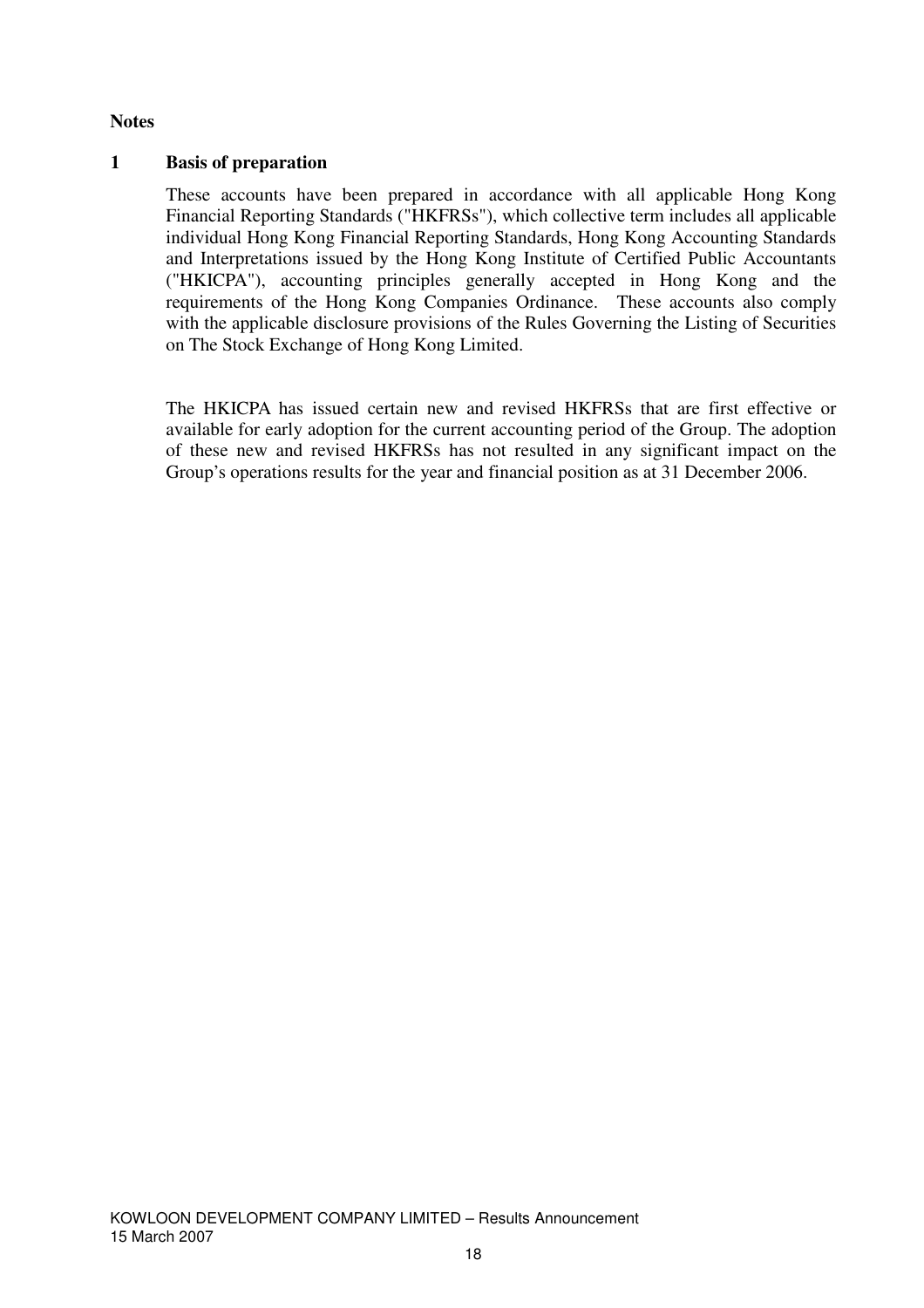**Notes**

## 1 Basis of preparation

These accounts have been prepared in accordance with all applicable Hong Kong Financial Reporting Standards ("HKFRSs"), which collective term includes all applicable individual Hong Kong Financial Reporting Standards, Hong Kong Accounting Standards and Interpretations issued by the Hong Kong Institute of Certified Public Accountants ("HKICPA"), accounting principles generally accepted in Hong Kong and the requirements of the Hong Kong Companies Ordinance. These accounts also comply with the applicable disclosure provisions of the Rules Governing the Listing of Securities on The Stock Exchange of Hong Kong Limited.

The HKICPA has issued certain new and revised HKFRSs that are first effective or available for early adoption for the current accounting period of the Group. The adoption of these new and revised HKFRSs has not resulted in any significant impact on the Group's operations results for the year and financial position as at 31 December 2006.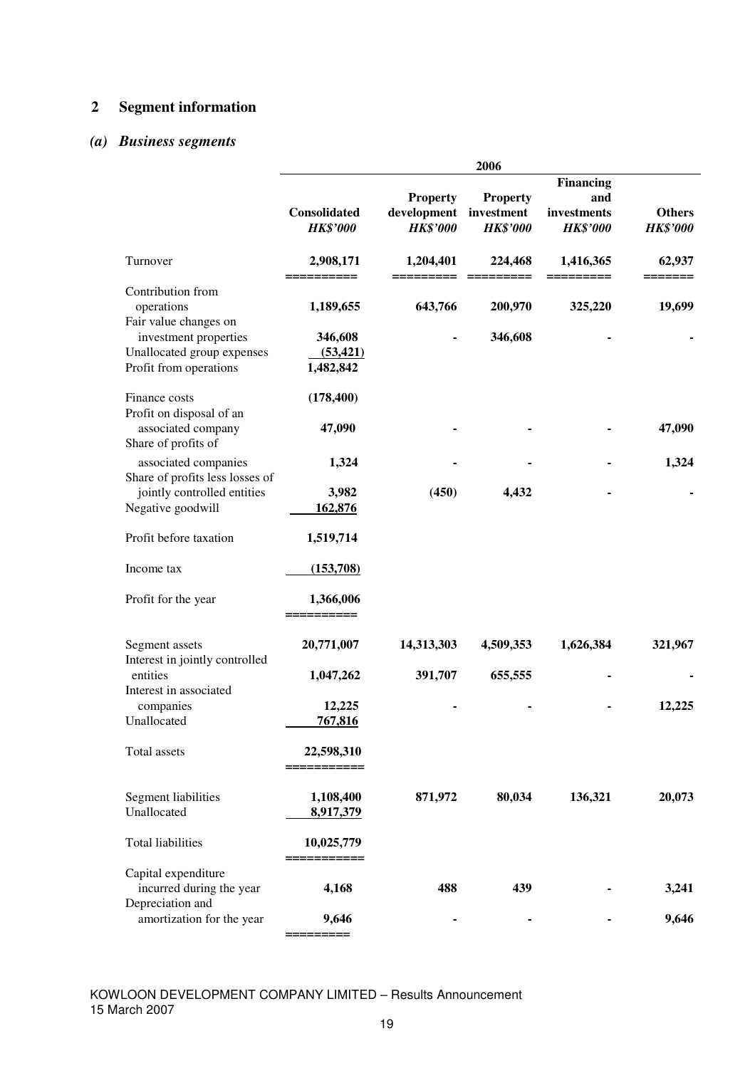## 2 Segment information

### *(a) Business segments*

| | 2006 | | | | |
|---|---|---|---|---|---|
| | **Consolidated** *HK$'000* | **Property development** *HK$'000* | **Property investment** *HK$'000* | **Financing and investments** *HK$'000* | **Others** *HK$'000* |
| Turnover | 2,908,171 | 1,204,401 | 224,468 | 1,416,365 | 62,937 |
| Contribution from operations | 1,189,655 | 643,766 | 200,970 | 325,220 | 19,699 |
| Fair value changes on investment properties | 346,608 | - | 346,608 | - | - |
| Unallocated group expenses | (53,421) | | | | |
| Profit from operations | 1,482,842 | | | | |
| Finance costs | (178,400) | | | | |
| Profit on disposal of an associated company | 47,090 | - | - | - | 47,090 |
| Share of profits of associated companies | 1,324 | - | - | - | 1,324 |
| Share of profits less losses of jointly controlled entities | 3,982 | (450) | 4,432 | - | - |
| Negative goodwill | 162,876 | | | | |
| Profit before taxation | 1,519,714 | | | | |
| Income tax | (153,708) | | | | |
| Profit for the year | 1,366,006 | | | | |
| Segment assets | 20,771,007 | 14,313,303 | 4,509,353 | 1,626,384 | 321,967 |
| Interest in jointly controlled entities | 1,047,262 | 391,707 | 655,555 | - | - |
| Interest in associated companies | 12,225 | - | - | - | 12,225 |
| Unallocated | 767,816 | | | | |
| Total assets | 22,598,310 | | | | |
| Segment liabilities | 1,108,400 | 871,972 | 80,034 | 136,321 | 20,073 |
| Unallocated | 8,917,379 | | | | |
| Total liabilities | 10,025,779 | | | | |
| Capital expenditure incurred during the year | 4,168 | 488 | 439 | - | 3,241 |
| Depreciation and amortization for the year | 9,646 | - | - | - | 9,646 |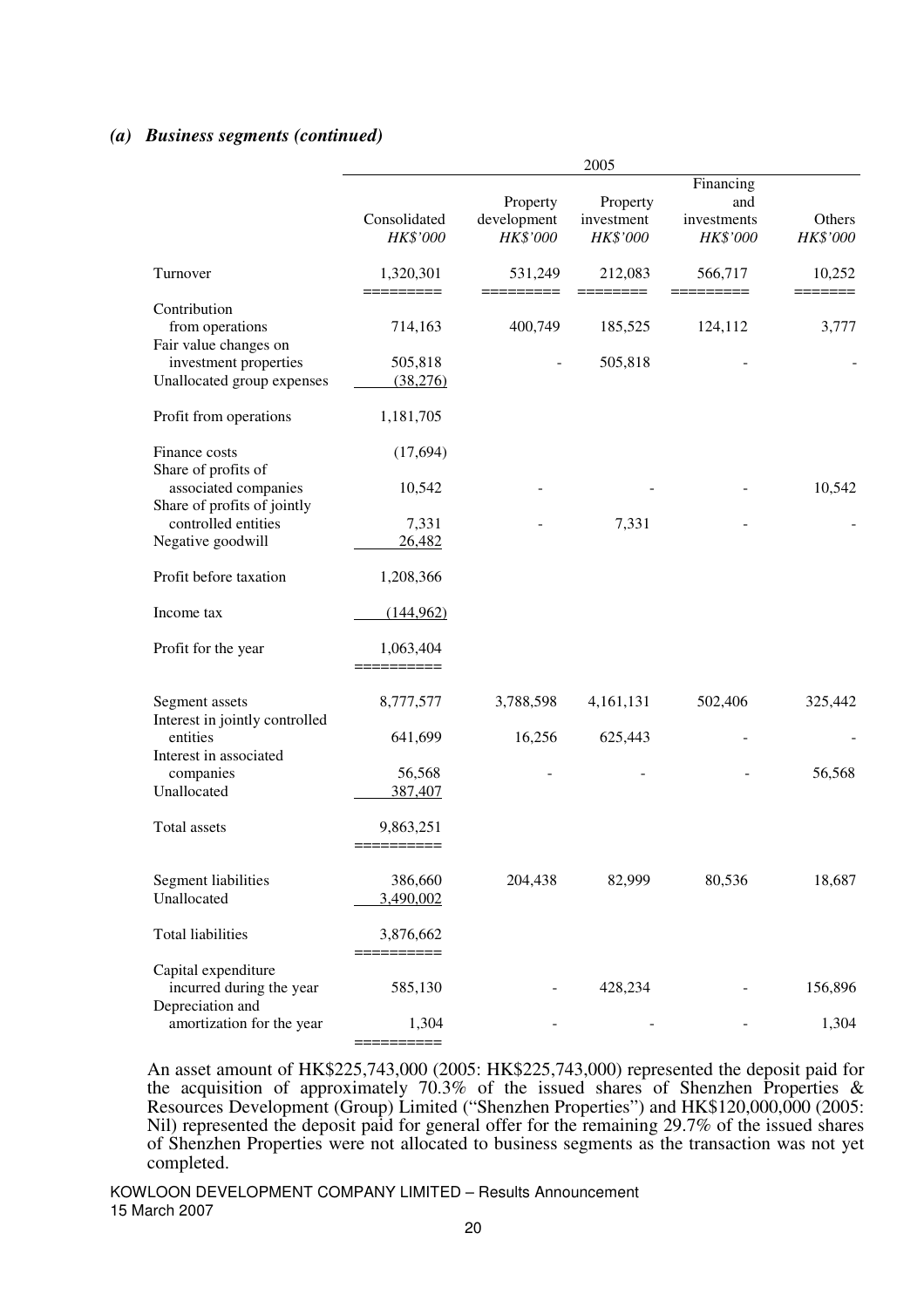### *(a) Business segments (continued)*

| | 2005 | | | | |
|---|---|---|---|---|---|
| | Consolidated | Property development | Property investment | Financing and investments | Others |
| | *HK$'000* | *HK$'000* | *HK$'000* | *HK$'000* | *HK$'000* |
| Turnover | 1,320,301 | 531,249 | 212,083 | 566,717 | 10,252 |
| Contribution from operations | 714,163 | 400,749 | 185,525 | 124,112 | 3,777 |
| Fair value changes on investment properties | 505,818 | - | 505,818 | - | - |
| Unallocated group expenses | (38,276) | | | | |
| Profit from operations | 1,181,705 | | | | |
| Finance costs | (17,694) | | | | |
| Share of profits of associated companies | 10,542 | - | - | - | 10,542 |
| Share of profits of jointly controlled entities | 7,331 | - | 7,331 | - | - |
| Negative goodwill | 26,482 | | | | |
| Profit before taxation | 1,208,366 | | | | |
| Income tax | (144,962) | | | | |
| Profit for the year | 1,063,404 | | | | |
| Segment assets | 8,777,577 | 3,788,598 | 4,161,131 | 502,406 | 325,442 |
| Interest in jointly controlled entities | 641,699 | 16,256 | 625,443 | - | - |
| Interest in associated companies | 56,568 | - | - | - | 56,568 |
| Unallocated | 387,407 | | | | |
| Total assets | 9,863,251 | | | | |
| Segment liabilities | 386,660 | 204,438 | 82,999 | 80,536 | 18,687 |
| Unallocated | 3,490,002 | | | | |
| Total liabilities | 3,876,662 | | | | |
| Capital expenditure incurred during the year | 585,130 | - | 428,234 | - | 156,896 |
| Depreciation and amortization for the year | 1,304 | - | - | - | 1,304 |

An asset amount of HK$225,743,000 (2005: HK$225,743,000) represented the deposit paid for the acquisition of approximately 70.3% of the issued shares of Shenzhen Properties & Resources Development (Group) Limited ("Shenzhen Properties") and HK$120,000,000 (2005: Nil) represented the deposit paid for general offer for the remaining 29.7% of the issued shares of Shenzhen Properties were not allocated to business segments as the transaction was not yet completed.

KOWLOON DEVELOPMENT COMPANY LIMITED – Results Announcement
15 March 2007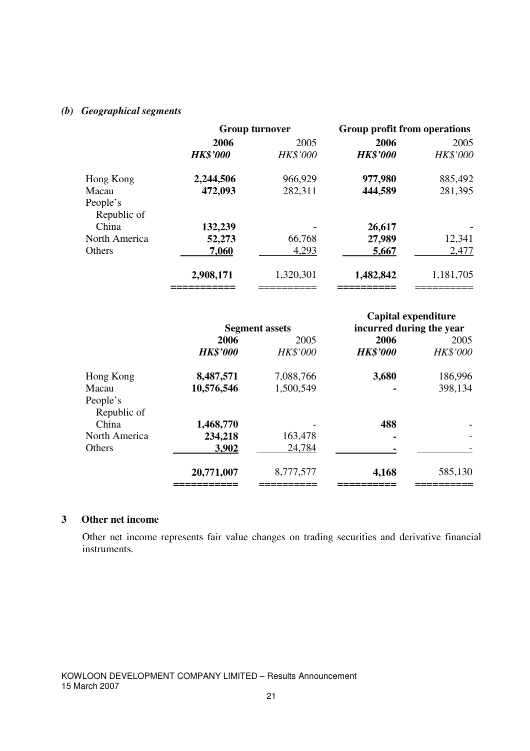### *(b) Geographical segments*

| | Group turnover | | Group profit from operations | |
|---|---|---|---|---|
| | **2006** | 2005 | **2006** | 2005 |
| | ***HK$'000*** | *HK$'000* | ***HK$'000*** | *HK$'000* |
| Hong Kong | **2,244,506** | 966,929 | **977,980** | 885,492 |
| Macau | **472,093** | 282,311 | **444,589** | 281,395 |
| People's Republic of China | **132,239** | - | **26,617** | - |
| North America | **52,273** | 66,768 | **27,989** | 12,341 |
| Others | **7,060** | 4,293 | **5,667** | 2,477 |
| | **2,908,171** | 1,320,301 | **1,482,842** | 1,181,705 |

| | Segment assets | | Capital expenditure incurred during the year | |
|---|---|---|---|---|
| | **2006** | 2005 | **2006** | 2005 |
| | ***HK$'000*** | *HK$'000* | ***HK$'000*** | *HK$'000* |
| Hong Kong | **8,487,571** | 7,088,766 | **3,680** | 186,996 |
| Macau | **10,576,546** | 1,500,549 | **-** | 398,134 |
| People's Republic of China | **1,468,770** | - | **488** | - |
| North America | **234,218** | 163,478 | **-** | - |
| Others | **3,902** | 24,784 | **-** | - |
| | **20,771,007** | 8,777,577 | **4,168** | 585,130 |

## 3 Other net income

Other net income represents fair value changes on trading securities and derivative financial instruments.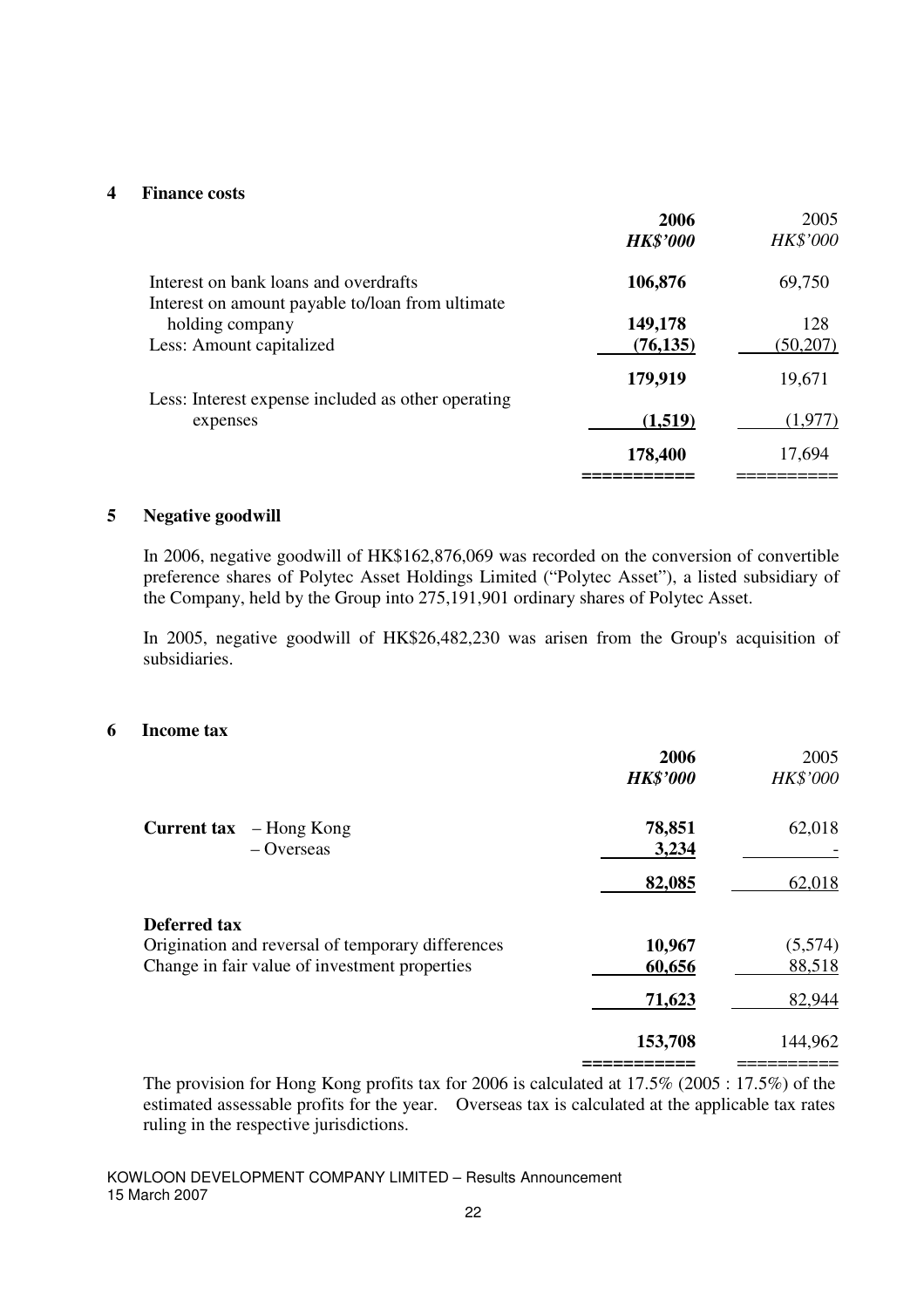## 4 Finance costs

| | 2006 | 2005 |
|---|---|---|
| | ***HK$'000*** | *HK$'000* |
| Interest on bank loans and overdrafts | **106,876** | 69,750 |
| Interest on amount payable to/loan from ultimate holding company | **149,178** | 128 |
| Less: Amount capitalized | **(76,135)** | (50,207) |
| | **179,919** | 19,671 |
| Less: Interest expense included as other operating expenses | **(1,519)** | (1,977) |
| | **178,400** | 17,694 |

## 5 Negative goodwill

In 2006, negative goodwill of HK$162,876,069 was recorded on the conversion of convertible preference shares of Polytec Asset Holdings Limited ("Polytec Asset"), a listed subsidiary of the Company, held by the Group into 275,191,901 ordinary shares of Polytec Asset.

In 2005, negative goodwill of HK$26,482,230 was arisen from the Group's acquisition of subsidiaries.

## 6 Income tax

| | 2006 | 2005 |
|---|---|---|
| | ***HK$'000*** | *HK$'000* |
| **Current tax** – Hong Kong | **78,851** | 62,018 |
| – Overseas | **3,234** | - |
| | **82,085** | 62,018 |
| **Deferred tax** | | |
| Origination and reversal of temporary differences | **10,967** | (5,574) |
| Change in fair value of investment properties | **60,656** | 88,518 |
| | **71,623** | 82,944 |
| | **153,708** | 144,962 |

The provision for Hong Kong profits tax for 2006 is calculated at 17.5% (2005 : 17.5%) of the estimated assessable profits for the year. Overseas tax is calculated at the applicable tax rates ruling in the respective jurisdictions.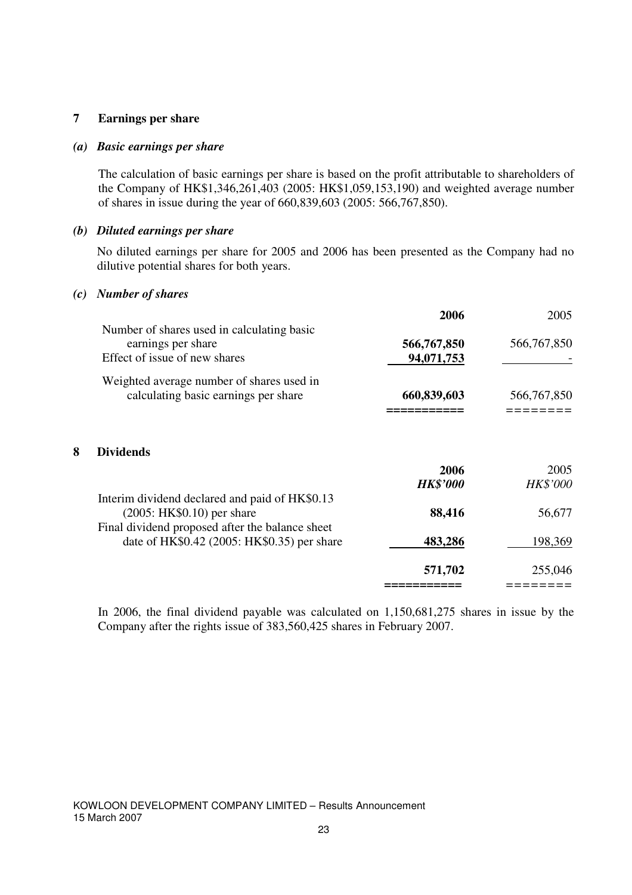## 7 Earnings per share

### *(a) Basic earnings per share*

The calculation of basic earnings per share is based on the profit attributable to shareholders of the Company of HK$1,346,261,403 (2005: HK$1,059,153,190) and weighted average number of shares in issue during the year of 660,839,603 (2005: 566,767,850).

### *(b) Diluted earnings per share*

No diluted earnings per share for 2005 and 2006 has been presented as the Company had no dilutive potential shares for both years.

### *(c) Number of shares*

| | **2006** | 2005 |
|---|---|---|
| Number of shares used in calculating basic earnings per share | **566,767,850** | 566,767,850 |
| Effect of issue of new shares | **94,071,753** | - |
| Weighted average number of shares used in calculating basic earnings per share | **660,839,603** | 566,767,850 |

## 8 Dividends

| | **2006** | 2005 |
|---|---|---|
| | ***HK$'000*** | *HK$'000* |
| Interim dividend declared and paid of HK$0.13 (2005: HK$0.10) per share | **88,416** | 56,677 |
| Final dividend proposed after the balance sheet date of HK$0.42 (2005: HK$0.35) per share | **483,286** | 198,369 |
| | **571,702** | 255,046 |

In 2006, the final dividend payable was calculated on 1,150,681,275 shares in issue by the Company after the rights issue of 383,560,425 shares in February 2007.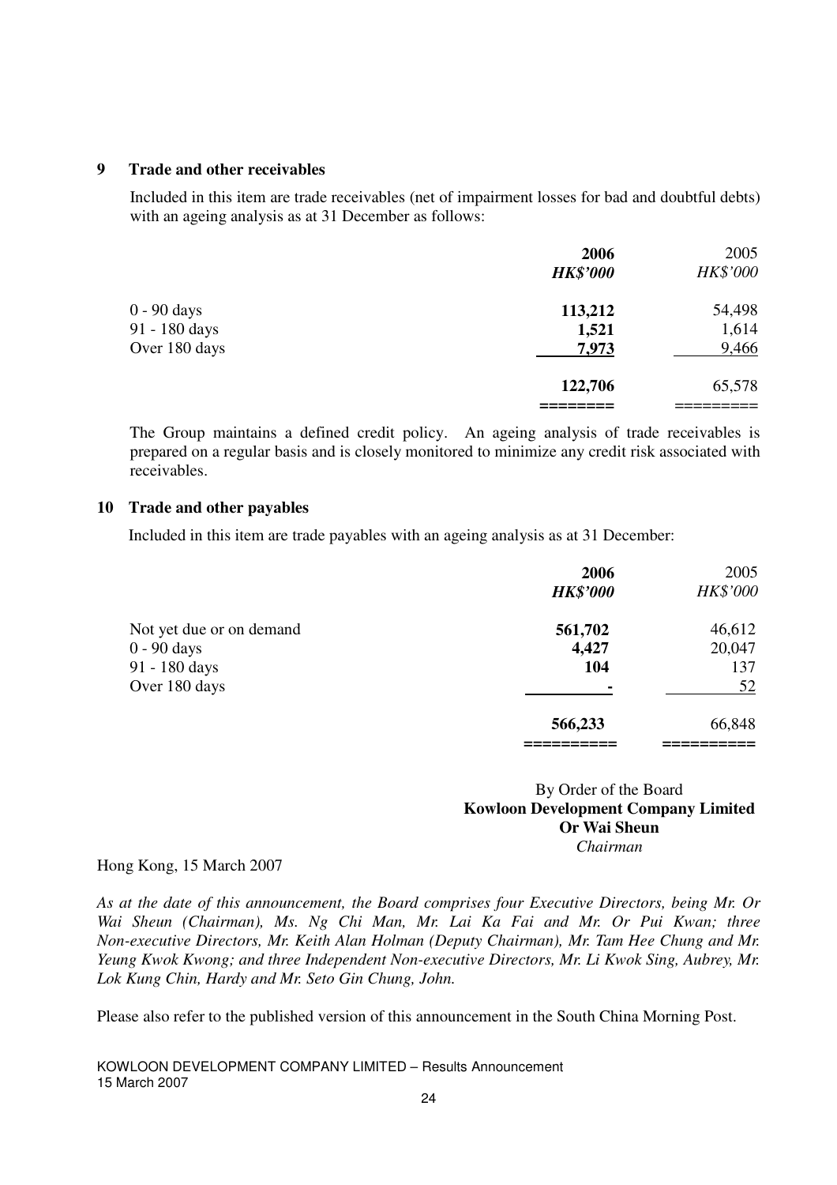## 9 Trade and other receivables

Included in this item are trade receivables (net of impairment losses for bad and doubtful debts) with an ageing analysis as at 31 December as follows:

| | **2006** | 2005 |
|---|---|---|
| | ***HK$'000*** | *HK$'000* |
| 0 - 90 days | **113,212** | 54,498 |
| 91 - 180 days | **1,521** | 1,614 |
| Over 180 days | **7,973** | 9,466 |
| | **122,706** | 65,578 |

The Group maintains a defined credit policy. An ageing analysis of trade receivables is prepared on a regular basis and is closely monitored to minimize any credit risk associated with receivables.

## 10 Trade and other payables

Included in this item are trade payables with an ageing analysis as at 31 December:

| | **2006** | 2005 |
|---|---|---|
| | ***HK$'000*** | *HK$'000* |
| Not yet due or on demand | **561,702** | 46,612 |
| 0 - 90 days | **4,427** | 20,047 |
| 91 - 180 days | **104** | 137 |
| Over 180 days | **-** | 52 |
| | **566,233** | 66,848 |

By Order of the Board
**Kowloon Development Company Limited**
**Or Wai Sheun**
*Chairman*

Hong Kong, 15 March 2007

*As at the date of this announcement, the Board comprises four Executive Directors, being Mr. Or Wai Sheun (Chairman), Ms. Ng Chi Man, Mr. Lai Ka Fai and Mr. Or Pui Kwan; three Non-executive Directors, Mr. Keith Alan Holman (Deputy Chairman), Mr. Tam Hee Chung and Mr. Yeung Kwok Kwong; and three Independent Non-executive Directors, Mr. Li Kwok Sing, Aubrey, Mr. Lok Kung Chin, Hardy and Mr. Seto Gin Chung, John.*

Please also refer to the published version of this announcement in the South China Morning Post.